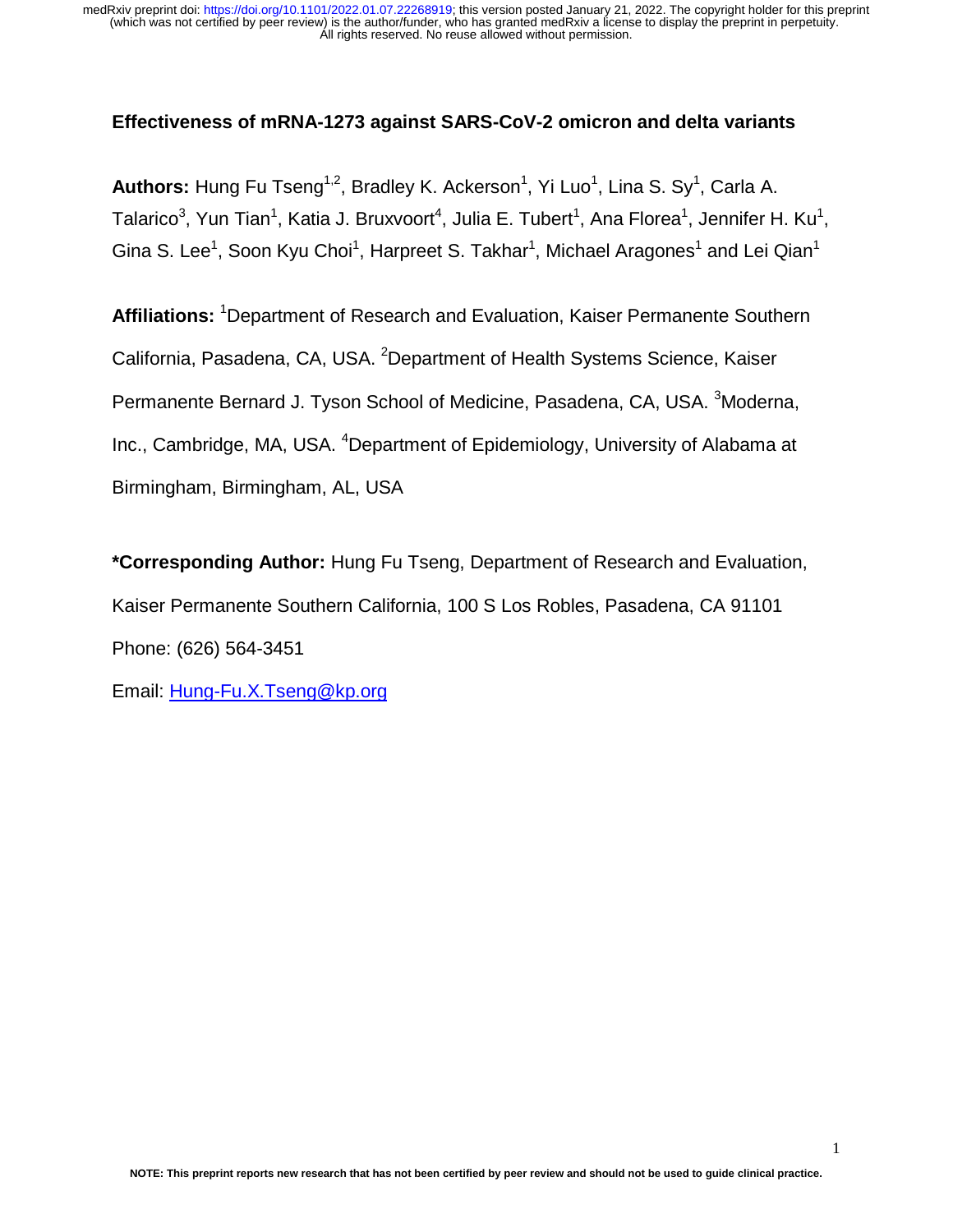# Effectiveness of mRNA-1273 against SARS-CoV-2 omicron and delta variants

**Authors:** Hung Fu Tseng[1,2], Bradley K. Ackerson[1], Yi Luo[1], Lina S. Sy[1], Carla A. Talarico[3], Yun Tian[1], Katia J. Bruxvoort[4], Julia E. Tubert[1], Ana Florea[1], Jennifer H. Ku[1], Gina S. Lee[1], Soon Kyu Choi[1], Harpreet S. Takhar[1], Michael Aragones[1] and Lei Qian[1]

**Affiliations:** [1]Department of Research and Evaluation, Kaiser Permanente Southern California, Pasadena, CA, USA. [2]Department of Health Systems Science, Kaiser Permanente Bernard J. Tyson School of Medicine, Pasadena, CA, USA. [3]Moderna, Inc., Cambridge, MA, USA. [4]Department of Epidemiology, University of Alabama at Birmingham, Birmingham, AL, USA

**\*Corresponding Author:** Hung Fu Tseng, Department of Research and Evaluation, Kaiser Permanente Southern California, 100 S Los Robles, Pasadena, CA 91101

Phone: (626) 564-3451

Email: Hung-Fu.X.Tseng@kp.org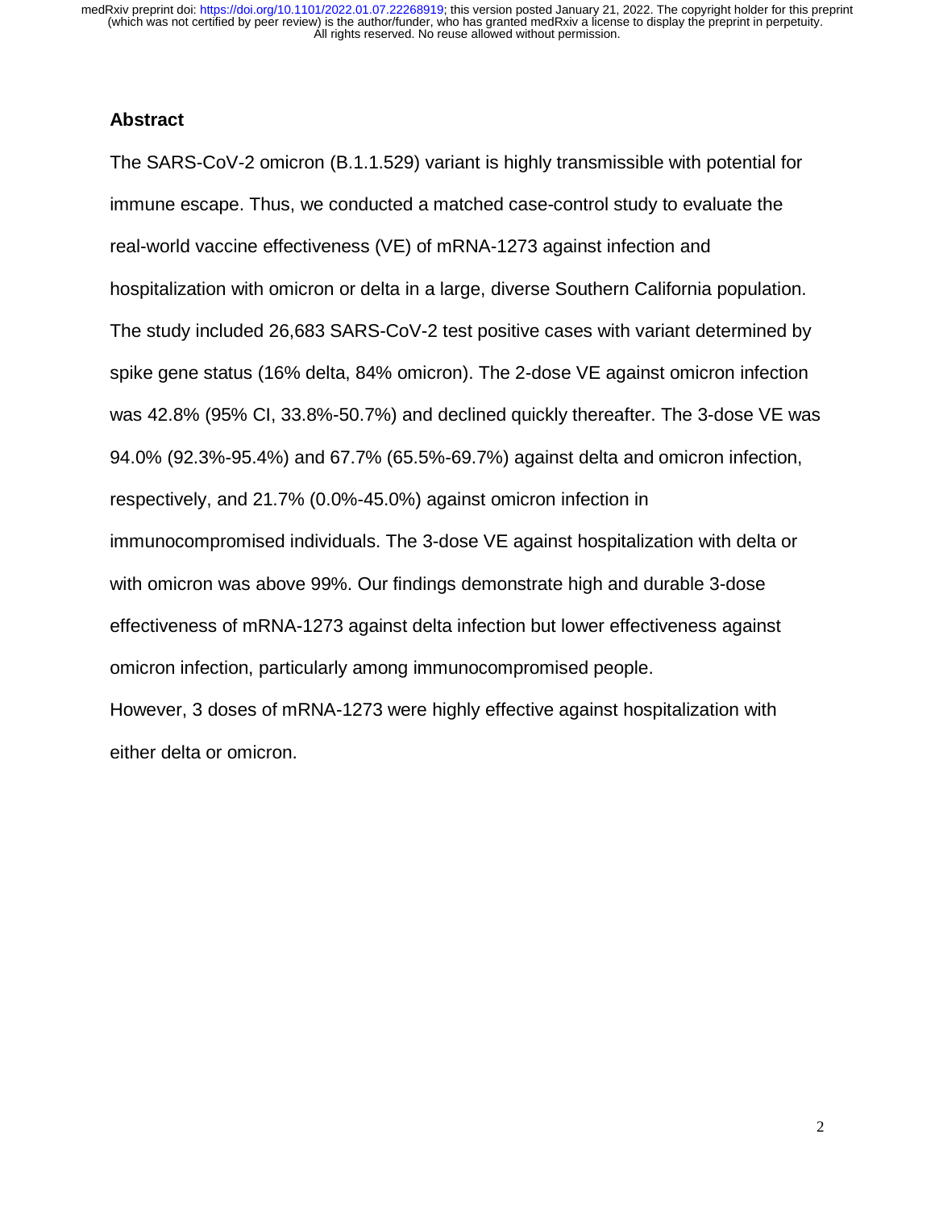## Abstract

The SARS-CoV-2 omicron (B.1.1.529) variant is highly transmissible with potential for immune escape. Thus, we conducted a matched case-control study to evaluate the real-world vaccine effectiveness (VE) of mRNA-1273 against infection and hospitalization with omicron or delta in a large, diverse Southern California population. The study included 26,683 SARS-CoV-2 test positive cases with variant determined by spike gene status (16% delta, 84% omicron). The 2-dose VE against omicron infection was 42.8% (95% CI, 33.8%-50.7%) and declined quickly thereafter. The 3-dose VE was 94.0% (92.3%-95.4%) and 67.7% (65.5%-69.7%) against delta and omicron infection, respectively, and 21.7% (0.0%-45.0%) against omicron infection in immunocompromised individuals. The 3-dose VE against hospitalization with delta or with omicron was above 99%. Our findings demonstrate high and durable 3-dose effectiveness of mRNA-1273 against delta infection but lower effectiveness against omicron infection, particularly among immunocompromised people.

However, 3 doses of mRNA-1273 were highly effective against hospitalization with either delta or omicron.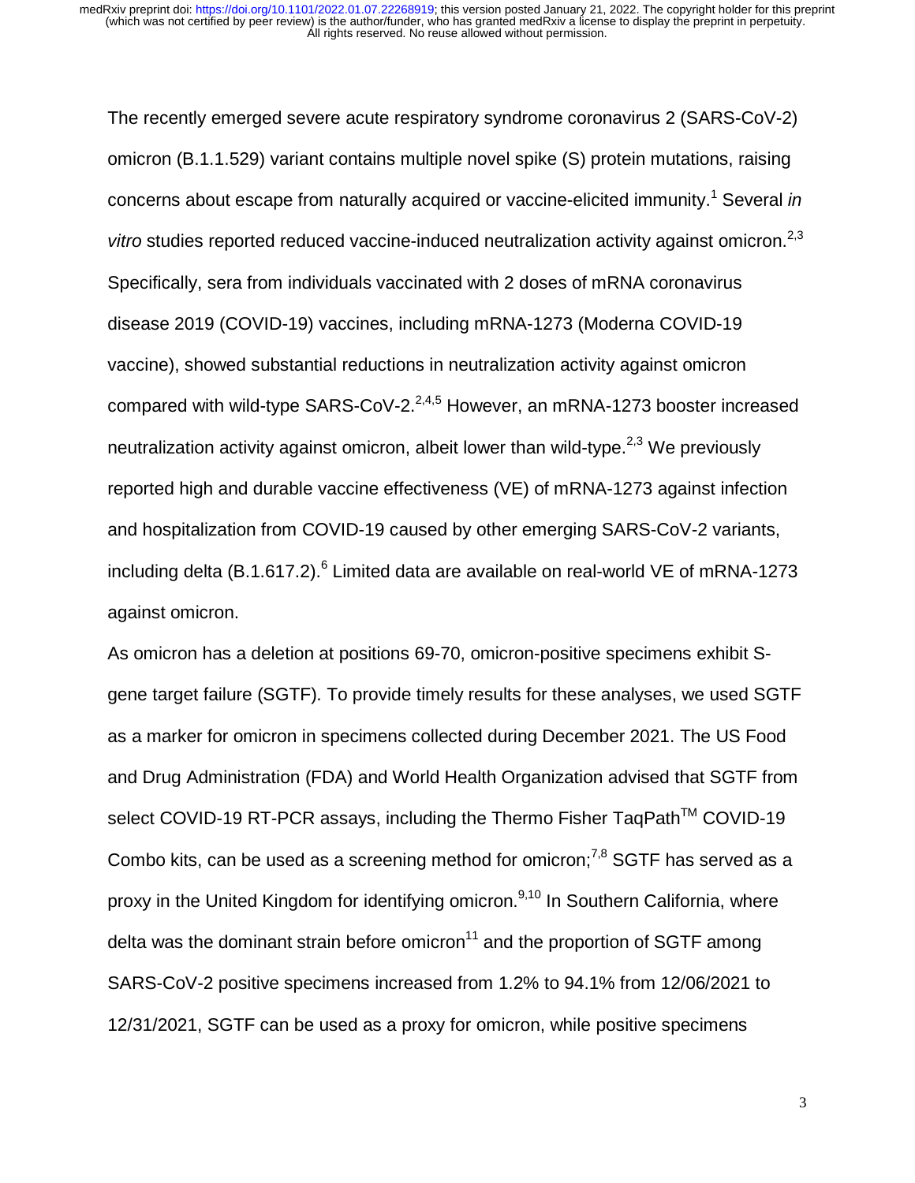The recently emerged severe acute respiratory syndrome coronavirus 2 (SARS-CoV-2) omicron (B.1.1.529) variant contains multiple novel spike (S) protein mutations, raising concerns about escape from naturally acquired or vaccine-elicited immunity.[1] Several *in vitro* studies reported reduced vaccine-induced neutralization activity against omicron.[2,3] Specifically, sera from individuals vaccinated with 2 doses of mRNA coronavirus disease 2019 (COVID-19) vaccines, including mRNA-1273 (Moderna COVID-19 vaccine), showed substantial reductions in neutralization activity against omicron compared with wild-type SARS-CoV-2.[2,4,5] However, an mRNA-1273 booster increased neutralization activity against omicron, albeit lower than wild-type.[2,3] We previously reported high and durable vaccine effectiveness (VE) of mRNA-1273 against infection and hospitalization from COVID-19 caused by other emerging SARS-CoV-2 variants, including delta (B.1.617.2).[6] Limited data are available on real-world VE of mRNA-1273 against omicron.

As omicron has a deletion at positions 69-70, omicron-positive specimens exhibit S-gene target failure (SGTF). To provide timely results for these analyses, we used SGTF as a marker for omicron in specimens collected during December 2021. The US Food and Drug Administration (FDA) and World Health Organization advised that SGTF from select COVID-19 RT-PCR assays, including the Thermo Fisher TaqPath™ COVID-19 Combo kits, can be used as a screening method for omicron;[7,8] SGTF has served as a proxy in the United Kingdom for identifying omicron.[9,10] In Southern California, where delta was the dominant strain before omicron[11] and the proportion of SGTF among SARS-CoV-2 positive specimens increased from 1.2% to 94.1% from 12/06/2021 to 12/31/2021, SGTF can be used as a proxy for omicron, while positive specimens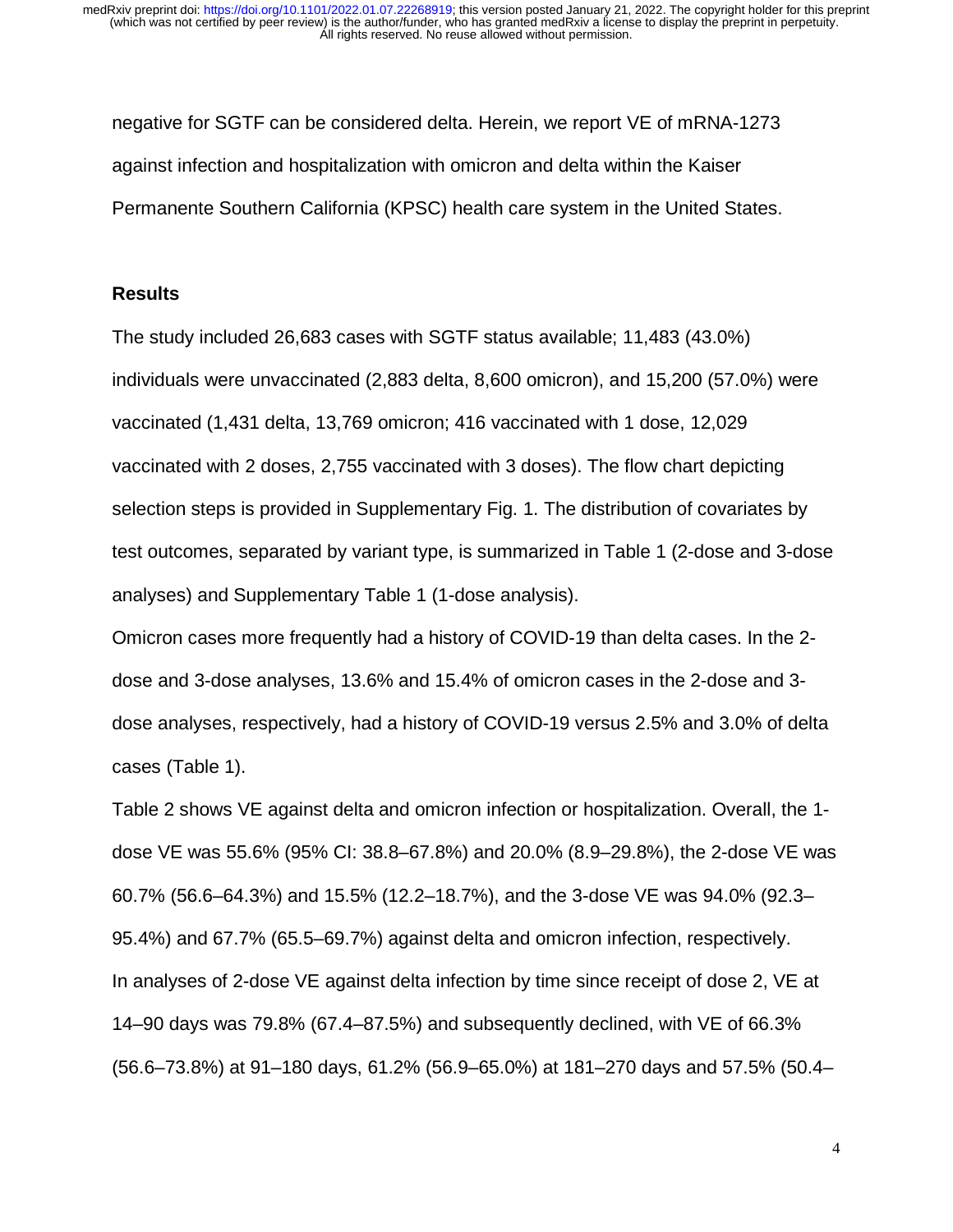negative for SGTF can be considered delta. Herein, we report VE of mRNA-1273 against infection and hospitalization with omicron and delta within the Kaiser Permanente Southern California (KPSC) health care system in the United States.

## Results

The study included 26,683 cases with SGTF status available; 11,483 (43.0%) individuals were unvaccinated (2,883 delta, 8,600 omicron), and 15,200 (57.0%) were vaccinated (1,431 delta, 13,769 omicron; 416 vaccinated with 1 dose, 12,029 vaccinated with 2 doses, 2,755 vaccinated with 3 doses). The flow chart depicting selection steps is provided in Supplementary Fig. 1. The distribution of covariates by test outcomes, separated by variant type, is summarized in Table 1 (2-dose and 3-dose analyses) and Supplementary Table 1 (1-dose analysis).

Omicron cases more frequently had a history of COVID-19 than delta cases. In the 2-dose and 3-dose analyses, 13.6% and 15.4% of omicron cases in the 2-dose and 3-dose analyses, respectively, had a history of COVID-19 versus 2.5% and 3.0% of delta cases (Table 1).

Table 2 shows VE against delta and omicron infection or hospitalization. Overall, the 1-dose VE was 55.6% (95% CI: 38.8–67.8%) and 20.0% (8.9–29.8%), the 2-dose VE was 60.7% (56.6–64.3%) and 15.5% (12.2–18.7%), and the 3-dose VE was 94.0% (92.3–95.4%) and 67.7% (65.5–69.7%) against delta and omicron infection, respectively.

In analyses of 2-dose VE against delta infection by time since receipt of dose 2, VE at 14–90 days was 79.8% (67.4–87.5%) and subsequently declined, with VE of 66.3% (56.6–73.8%) at 91–180 days, 61.2% (56.9–65.0%) at 181–270 days and 57.5% (50.4–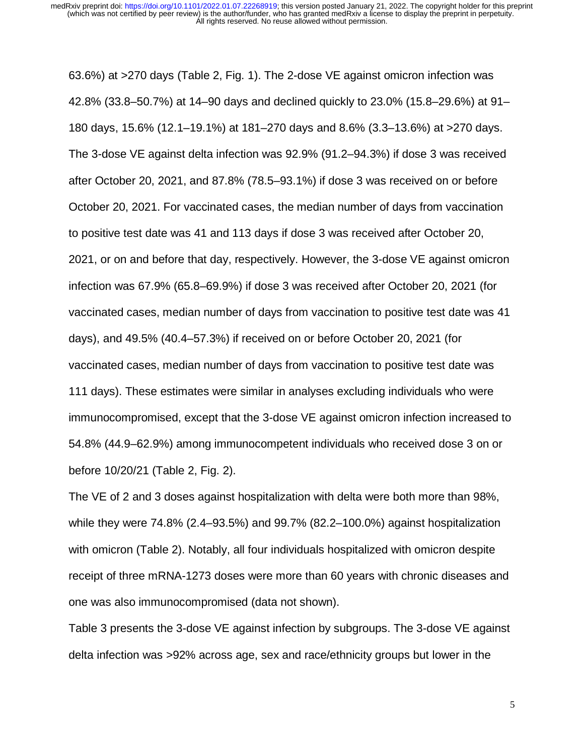63.6%) at >270 days (Table 2, Fig. 1). The 2-dose VE against omicron infection was 42.8% (33.8–50.7%) at 14–90 days and declined quickly to 23.0% (15.8–29.6%) at 91–180 days, 15.6% (12.1–19.1%) at 181–270 days and 8.6% (3.3–13.6%) at >270 days. The 3-dose VE against delta infection was 92.9% (91.2–94.3%) if dose 3 was received after October 20, 2021, and 87.8% (78.5–93.1%) if dose 3 was received on or before October 20, 2021. For vaccinated cases, the median number of days from vaccination to positive test date was 41 and 113 days if dose 3 was received after October 20, 2021, or on and before that day, respectively. However, the 3-dose VE against omicron infection was 67.9% (65.8–69.9%) if dose 3 was received after October 20, 2021 (for vaccinated cases, median number of days from vaccination to positive test date was 41 days), and 49.5% (40.4–57.3%) if received on or before October 20, 2021 (for vaccinated cases, median number of days from vaccination to positive test date was 111 days). These estimates were similar in analyses excluding individuals who were immunocompromised, except that the 3-dose VE against omicron infection increased to 54.8% (44.9–62.9%) among immunocompetent individuals who received dose 3 on or before 10/20/21 (Table 2, Fig. 2).

The VE of 2 and 3 doses against hospitalization with delta were both more than 98%, while they were 74.8% (2.4–93.5%) and 99.7% (82.2–100.0%) against hospitalization with omicron (Table 2). Notably, all four individuals hospitalized with omicron despite receipt of three mRNA-1273 doses were more than 60 years with chronic diseases and one was also immunocompromised (data not shown).

Table 3 presents the 3-dose VE against infection by subgroups. The 3-dose VE against delta infection was >92% across age, sex and race/ethnicity groups but lower in the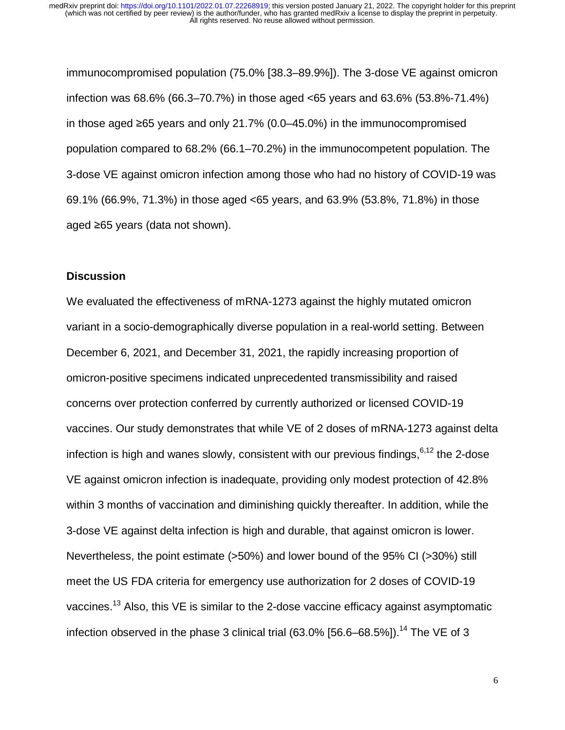immunocompromised population (75.0% [38.3–89.9%]). The 3-dose VE against omicron infection was 68.6% (66.3–70.7%) in those aged <65 years and 63.6% (53.8%-71.4%) in those aged ≥65 years and only 21.7% (0.0–45.0%) in the immunocompromised population compared to 68.2% (66.1–70.2%) in the immunocompetent population. The 3-dose VE against omicron infection among those who had no history of COVID-19 was 69.1% (66.9%, 71.3%) in those aged <65 years, and 63.9% (53.8%, 71.8%) in those aged ≥65 years (data not shown).

## Discussion

We evaluated the effectiveness of mRNA-1273 against the highly mutated omicron variant in a socio-demographically diverse population in a real-world setting. Between December 6, 2021, and December 31, 2021, the rapidly increasing proportion of omicron-positive specimens indicated unprecedented transmissibility and raised concerns over protection conferred by currently authorized or licensed COVID-19 vaccines. Our study demonstrates that while VE of 2 doses of mRNA-1273 against delta infection is high and wanes slowly, consistent with our previous findings,[6,12] the 2-dose VE against omicron infection is inadequate, providing only modest protection of 42.8% within 3 months of vaccination and diminishing quickly thereafter. In addition, while the 3-dose VE against delta infection is high and durable, that against omicron is lower. Nevertheless, the point estimate (>50%) and lower bound of the 95% CI (>30%) still meet the US FDA criteria for emergency use authorization for 2 doses of COVID-19 vaccines.[13] Also, this VE is similar to the 2-dose vaccine efficacy against asymptomatic infection observed in the phase 3 clinical trial (63.0% [56.6–68.5%]).[14] The VE of 3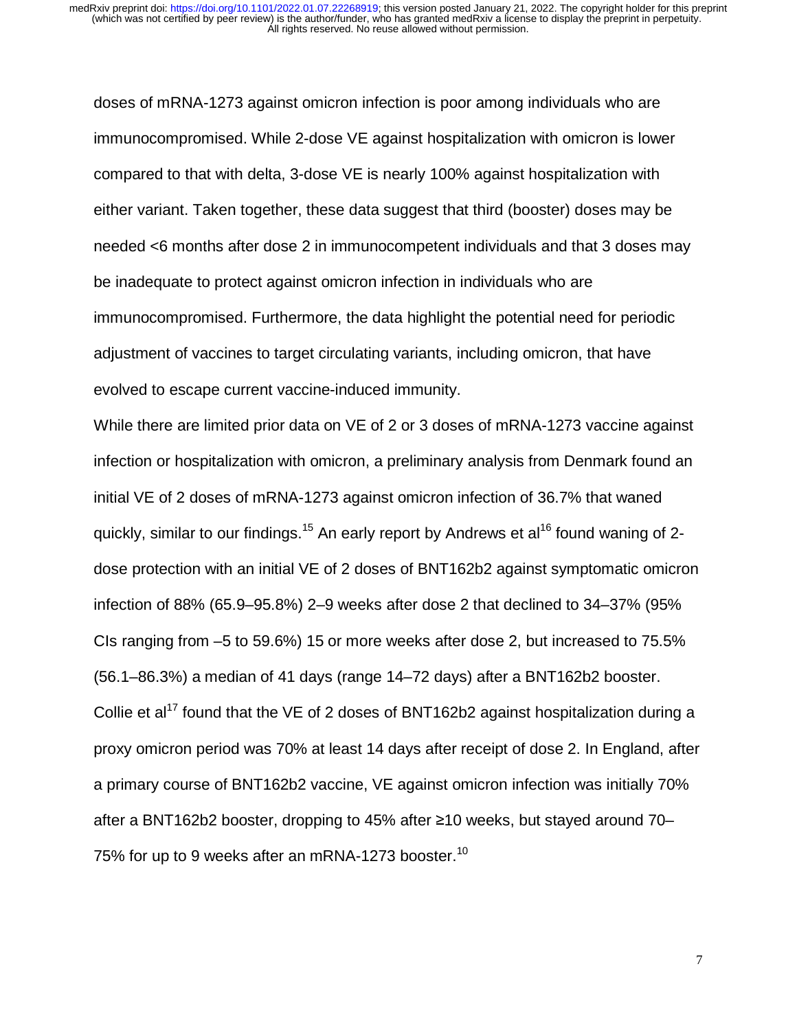doses of mRNA-1273 against omicron infection is poor among individuals who are immunocompromised. While 2-dose VE against hospitalization with omicron is lower compared to that with delta, 3-dose VE is nearly 100% against hospitalization with either variant. Taken together, these data suggest that third (booster) doses may be needed <6 months after dose 2 in immunocompetent individuals and that 3 doses may be inadequate to protect against omicron infection in individuals who are immunocompromised. Furthermore, the data highlight the potential need for periodic adjustment of vaccines to target circulating variants, including omicron, that have evolved to escape current vaccine-induced immunity.

While there are limited prior data on VE of 2 or 3 doses of mRNA-1273 vaccine against infection or hospitalization with omicron, a preliminary analysis from Denmark found an initial VE of 2 doses of mRNA-1273 against omicron infection of 36.7% that waned quickly, similar to our findings.[15] An early report by Andrews et al[16] found waning of 2-dose protection with an initial VE of 2 doses of BNT162b2 against symptomatic omicron infection of 88% (65.9–95.8%) 2–9 weeks after dose 2 that declined to 34–37% (95% CIs ranging from –5 to 59.6%) 15 or more weeks after dose 2, but increased to 75.5% (56.1–86.3%) a median of 41 days (range 14–72 days) after a BNT162b2 booster. Collie et al[17] found that the VE of 2 doses of BNT162b2 against hospitalization during a proxy omicron period was 70% at least 14 days after receipt of dose 2. In England, after a primary course of BNT162b2 vaccine, VE against omicron infection was initially 70% after a BNT162b2 booster, dropping to 45% after ≥10 weeks, but stayed around 70–75% for up to 9 weeks after an mRNA-1273 booster.[10]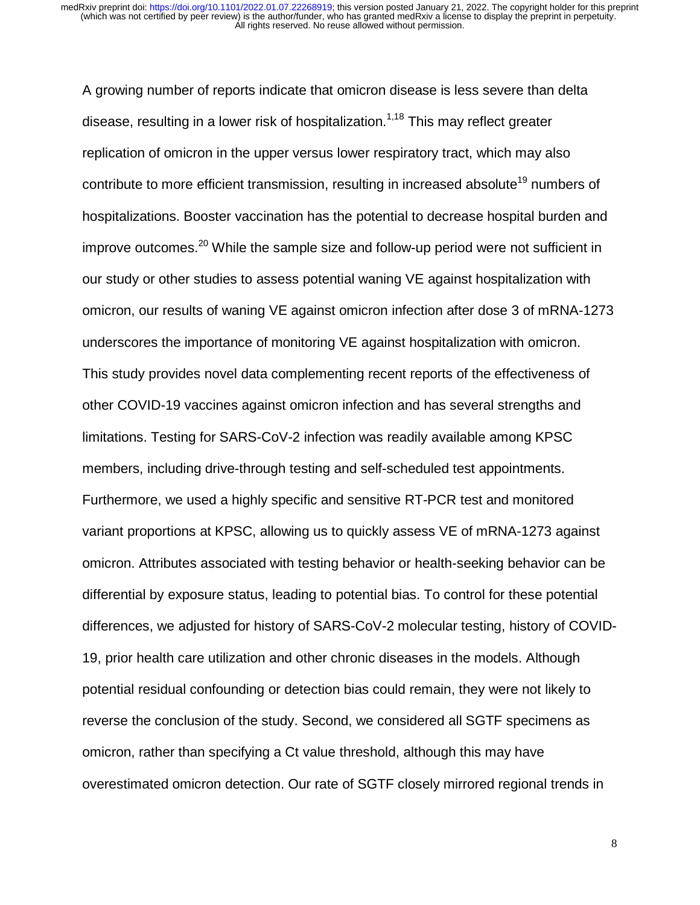A growing number of reports indicate that omicron disease is less severe than delta disease, resulting in a lower risk of hospitalization.[1,18] This may reflect greater replication of omicron in the upper versus lower respiratory tract, which may also contribute to more efficient transmission, resulting in increased absolute[19] numbers of hospitalizations. Booster vaccination has the potential to decrease hospital burden and improve outcomes.[20] While the sample size and follow-up period were not sufficient in our study or other studies to assess potential waning VE against hospitalization with omicron, our results of waning VE against omicron infection after dose 3 of mRNA-1273 underscores the importance of monitoring VE against hospitalization with omicron.

This study provides novel data complementing recent reports of the effectiveness of other COVID-19 vaccines against omicron infection and has several strengths and limitations. Testing for SARS-CoV-2 infection was readily available among KPSC members, including drive-through testing and self-scheduled test appointments. Furthermore, we used a highly specific and sensitive RT-PCR test and monitored variant proportions at KPSC, allowing us to quickly assess VE of mRNA-1273 against omicron. Attributes associated with testing behavior or health-seeking behavior can be differential by exposure status, leading to potential bias. To control for these potential differences, we adjusted for history of SARS-CoV-2 molecular testing, history of COVID-19, prior health care utilization and other chronic diseases in the models. Although potential residual confounding or detection bias could remain, they were not likely to reverse the conclusion of the study. Second, we considered all SGTF specimens as omicron, rather than specifying a Ct value threshold, although this may have overestimated omicron detection. Our rate of SGTF closely mirrored regional trends in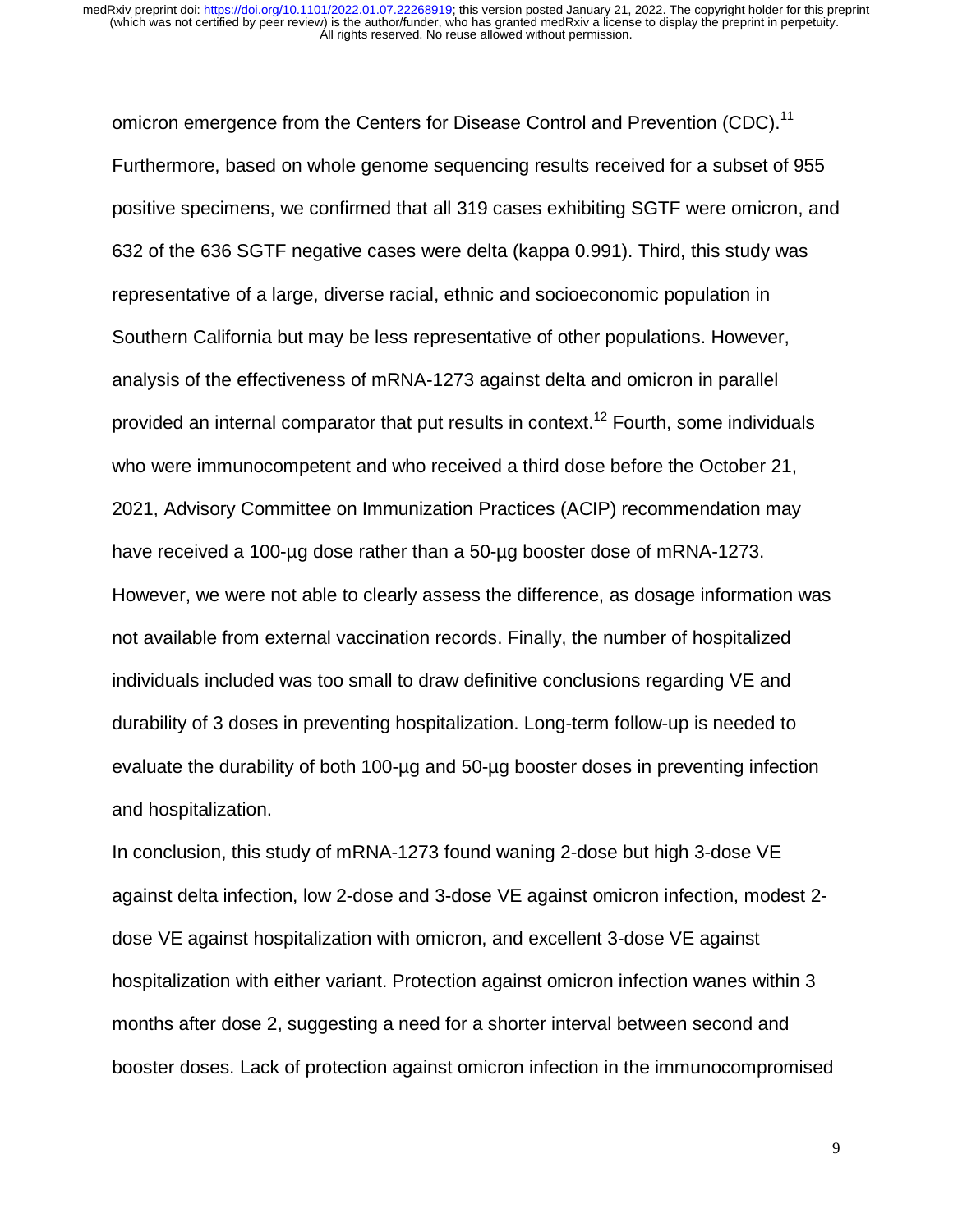omicron emergence from the Centers for Disease Control and Prevention (CDC).[11] Furthermore, based on whole genome sequencing results received for a subset of 955 positive specimens, we confirmed that all 319 cases exhibiting SGTF were omicron, and 632 of the 636 SGTF negative cases were delta (kappa 0.991). Third, this study was representative of a large, diverse racial, ethnic and socioeconomic population in Southern California but may be less representative of other populations. However, analysis of the effectiveness of mRNA-1273 against delta and omicron in parallel provided an internal comparator that put results in context.[12] Fourth, some individuals who were immunocompetent and who received a third dose before the October 21, 2021, Advisory Committee on Immunization Practices (ACIP) recommendation may have received a 100-µg dose rather than a 50-µg booster dose of mRNA-1273. However, we were not able to clearly assess the difference, as dosage information was not available from external vaccination records. Finally, the number of hospitalized individuals included was too small to draw definitive conclusions regarding VE and durability of 3 doses in preventing hospitalization. Long-term follow-up is needed to evaluate the durability of both 100-µg and 50-µg booster doses in preventing infection and hospitalization.

In conclusion, this study of mRNA-1273 found waning 2-dose but high 3-dose VE against delta infection, low 2-dose and 3-dose VE against omicron infection, modest 2-dose VE against hospitalization with omicron, and excellent 3-dose VE against hospitalization with either variant. Protection against omicron infection wanes within 3 months after dose 2, suggesting a need for a shorter interval between second and booster doses. Lack of protection against omicron infection in the immunocompromised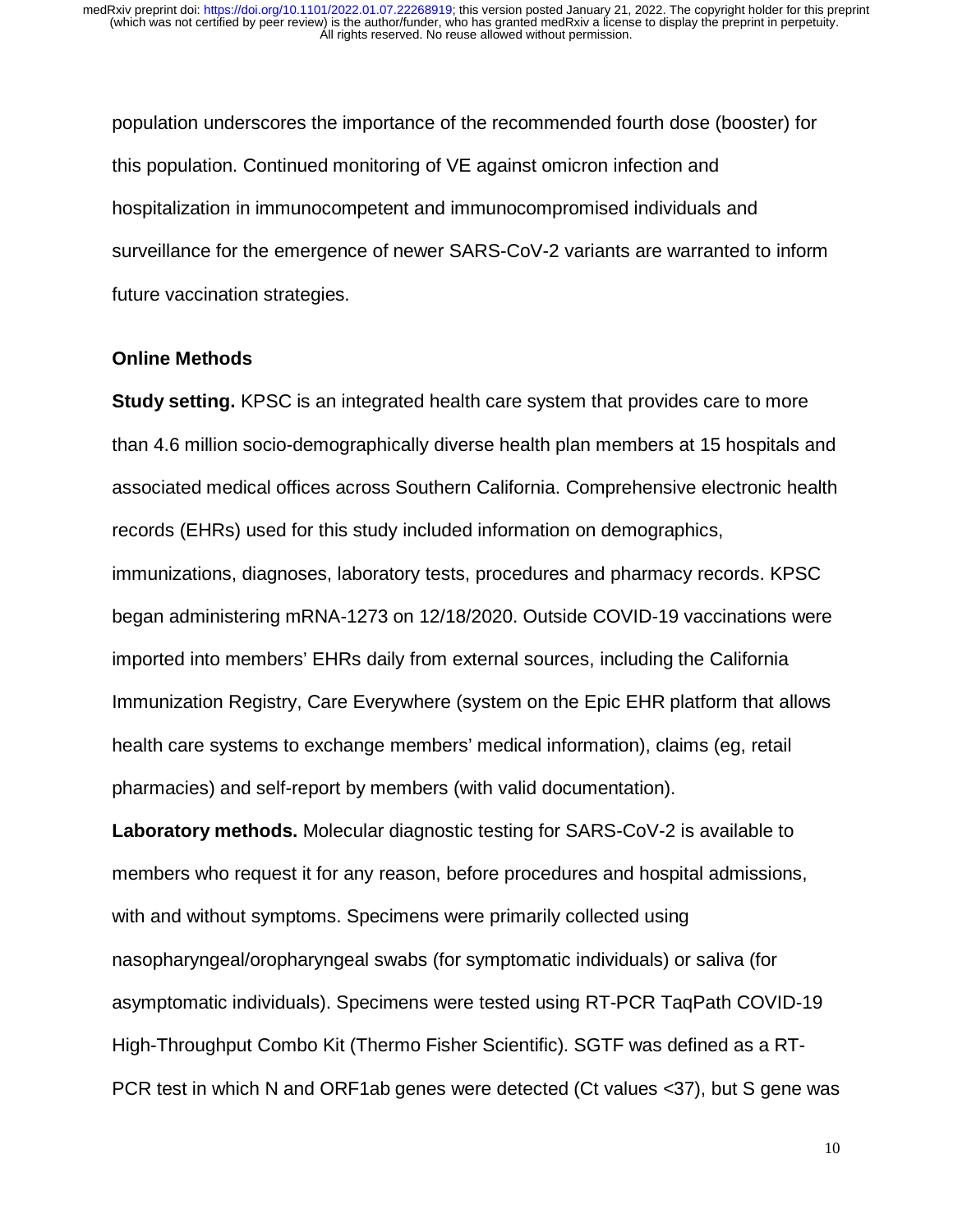population underscores the importance of the recommended fourth dose (booster) for this population. Continued monitoring of VE against omicron infection and hospitalization in immunocompetent and immunocompromised individuals and surveillance for the emergence of newer SARS-CoV-2 variants are warranted to inform future vaccination strategies.

## Online Methods

**Study setting.** KPSC is an integrated health care system that provides care to more than 4.6 million socio-demographically diverse health plan members at 15 hospitals and associated medical offices across Southern California. Comprehensive electronic health records (EHRs) used for this study included information on demographics, immunizations, diagnoses, laboratory tests, procedures and pharmacy records. KPSC began administering mRNA-1273 on 12/18/2020. Outside COVID-19 vaccinations were imported into members' EHRs daily from external sources, including the California Immunization Registry, Care Everywhere (system on the Epic EHR platform that allows health care systems to exchange members' medical information), claims (eg, retail pharmacies) and self-report by members (with valid documentation).

**Laboratory methods.** Molecular diagnostic testing for SARS-CoV-2 is available to members who request it for any reason, before procedures and hospital admissions, with and without symptoms. Specimens were primarily collected using nasopharyngeal/oropharyngeal swabs (for symptomatic individuals) or saliva (for asymptomatic individuals). Specimens were tested using RT-PCR TaqPath COVID-19 High-Throughput Combo Kit (Thermo Fisher Scientific). SGTF was defined as a RT-PCR test in which N and ORF1ab genes were detected (Ct values <37), but S gene was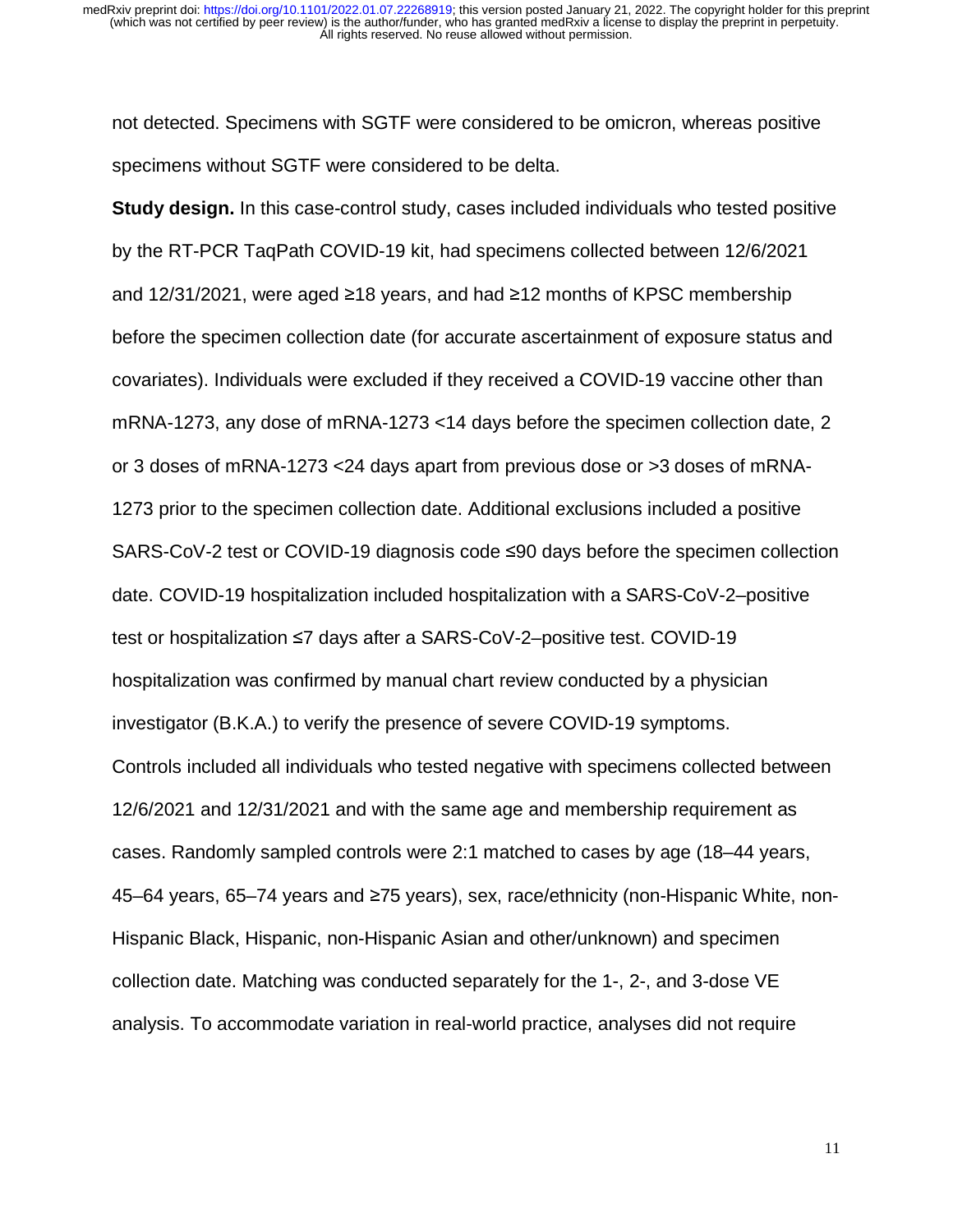not detected. Specimens with SGTF were considered to be omicron, whereas positive specimens without SGTF were considered to be delta.

**Study design.** In this case-control study, cases included individuals who tested positive by the RT-PCR TaqPath COVID-19 kit, had specimens collected between 12/6/2021 and 12/31/2021, were aged ≥18 years, and had ≥12 months of KPSC membership before the specimen collection date (for accurate ascertainment of exposure status and covariates). Individuals were excluded if they received a COVID-19 vaccine other than mRNA-1273, any dose of mRNA-1273 <14 days before the specimen collection date, 2 or 3 doses of mRNA-1273 <24 days apart from previous dose or >3 doses of mRNA-1273 prior to the specimen collection date. Additional exclusions included a positive SARS-CoV-2 test or COVID-19 diagnosis code ≤90 days before the specimen collection date. COVID-19 hospitalization included hospitalization with a SARS-CoV-2–positive test or hospitalization ≤7 days after a SARS-CoV-2–positive test. COVID-19 hospitalization was confirmed by manual chart review conducted by a physician investigator (B.K.A.) to verify the presence of severe COVID-19 symptoms.

Controls included all individuals who tested negative with specimens collected between 12/6/2021 and 12/31/2021 and with the same age and membership requirement as cases. Randomly sampled controls were 2:1 matched to cases by age (18–44 years, 45–64 years, 65–74 years and ≥75 years), sex, race/ethnicity (non-Hispanic White, non-Hispanic Black, Hispanic, non-Hispanic Asian and other/unknown) and specimen collection date. Matching was conducted separately for the 1-, 2-, and 3-dose VE analysis. To accommodate variation in real-world practice, analyses did not require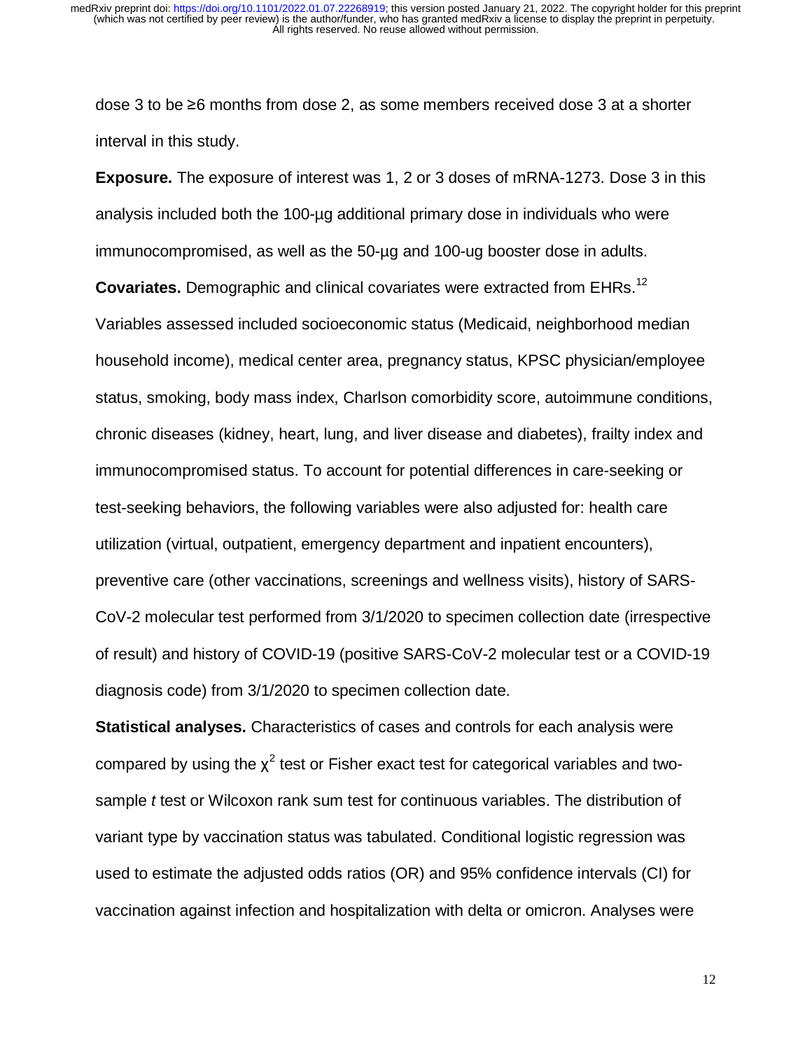dose 3 to be ≥6 months from dose 2, as some members received dose 3 at a shorter interval in this study.

**Exposure.** The exposure of interest was 1, 2 or 3 doses of mRNA-1273. Dose 3 in this analysis included both the 100-µg additional primary dose in individuals who were immunocompromised, as well as the 50-µg and 100-ug booster dose in adults.

**Covariates.** Demographic and clinical covariates were extracted from EHRs.[12] Variables assessed included socioeconomic status (Medicaid, neighborhood median household income), medical center area, pregnancy status, KPSC physician/employee status, smoking, body mass index, Charlson comorbidity score, autoimmune conditions, chronic diseases (kidney, heart, lung, and liver disease and diabetes), frailty index and immunocompromised status. To account for potential differences in care-seeking or test-seeking behaviors, the following variables were also adjusted for: health care utilization (virtual, outpatient, emergency department and inpatient encounters), preventive care (other vaccinations, screenings and wellness visits), history of SARS-CoV-2 molecular test performed from 3/1/2020 to specimen collection date (irrespective of result) and history of COVID-19 (positive SARS-CoV-2 molecular test or a COVID-19 diagnosis code) from 3/1/2020 to specimen collection date.

**Statistical analyses.** Characteristics of cases and controls for each analysis were compared by using the $\chi^2$ test or Fisher exact test for categorical variables and two-sample *t* test or Wilcoxon rank sum test for continuous variables. The distribution of variant type by vaccination status was tabulated. Conditional logistic regression was used to estimate the adjusted odds ratios (OR) and 95% confidence intervals (CI) for vaccination against infection and hospitalization with delta or omicron. Analyses were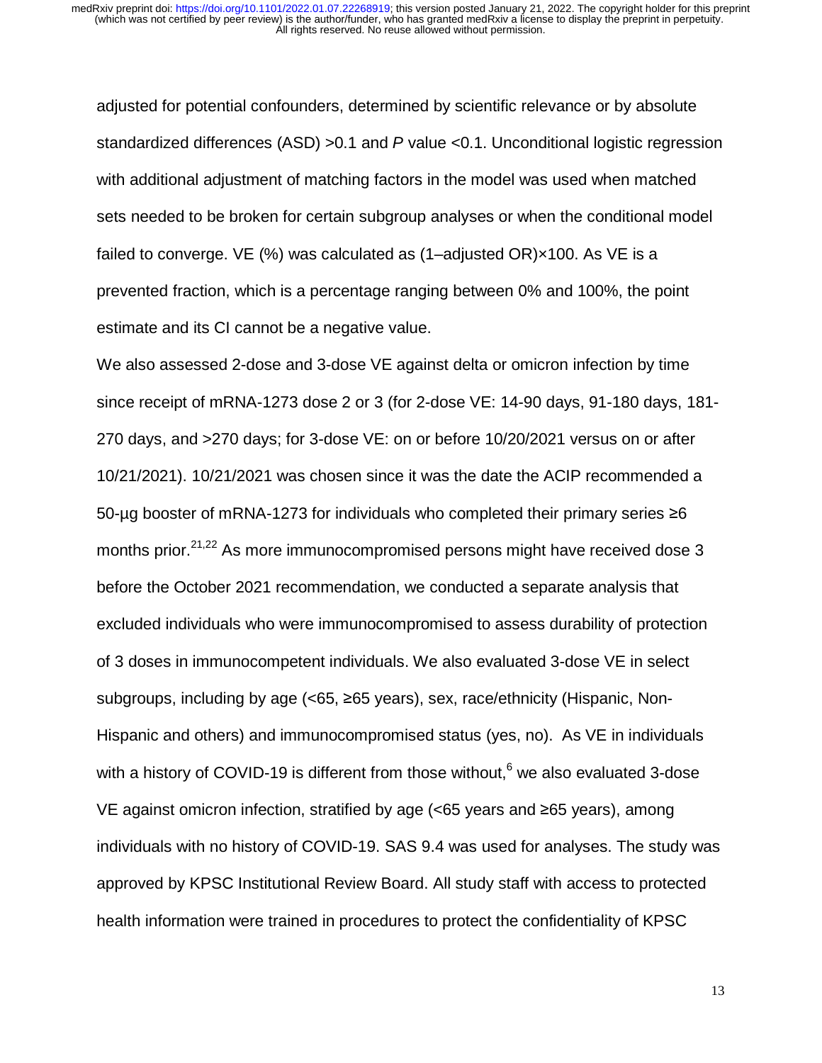adjusted for potential confounders, determined by scientific relevance or by absolute standardized differences (ASD) >0.1 and *P* value <0.1. Unconditional logistic regression with additional adjustment of matching factors in the model was used when matched sets needed to be broken for certain subgroup analyses or when the conditional model failed to converge. VE (%) was calculated as (1–adjusted OR)×100. As VE is a prevented fraction, which is a percentage ranging between 0% and 100%, the point estimate and its CI cannot be a negative value.

We also assessed 2-dose and 3-dose VE against delta or omicron infection by time since receipt of mRNA-1273 dose 2 or 3 (for 2-dose VE: 14-90 days, 91-180 days, 181-270 days, and >270 days; for 3-dose VE: on or before 10/20/2021 versus on or after 10/21/2021). 10/21/2021 was chosen since it was the date the ACIP recommended a 50-µg booster of mRNA-1273 for individuals who completed their primary series ≥6 months prior.[21,22] As more immunocompromised persons might have received dose 3 before the October 2021 recommendation, we conducted a separate analysis that excluded individuals who were immunocompromised to assess durability of protection of 3 doses in immunocompetent individuals. We also evaluated 3-dose VE in select subgroups, including by age (<65, ≥65 years), sex, race/ethnicity (Hispanic, Non-Hispanic and others) and immunocompromised status (yes, no). As VE in individuals with a history of COVID-19 is different from those without,[6] we also evaluated 3-dose VE against omicron infection, stratified by age (<65 years and ≥65 years), among individuals with no history of COVID-19. SAS 9.4 was used for analyses. The study was approved by KPSC Institutional Review Board. All study staff with access to protected health information were trained in procedures to protect the confidentiality of KPSC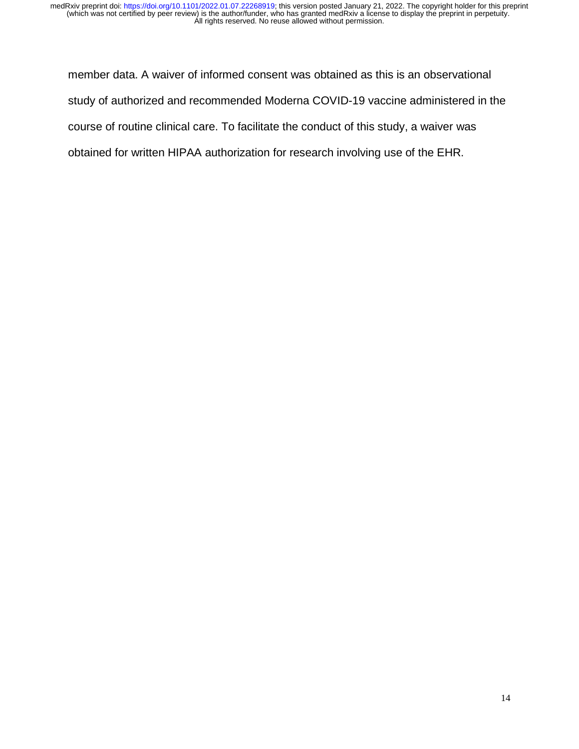member data. A waiver of informed consent was obtained as this is an observational study of authorized and recommended Moderna COVID-19 vaccine administered in the course of routine clinical care. To facilitate the conduct of this study, a waiver was obtained for written HIPAA authorization for research involving use of the EHR.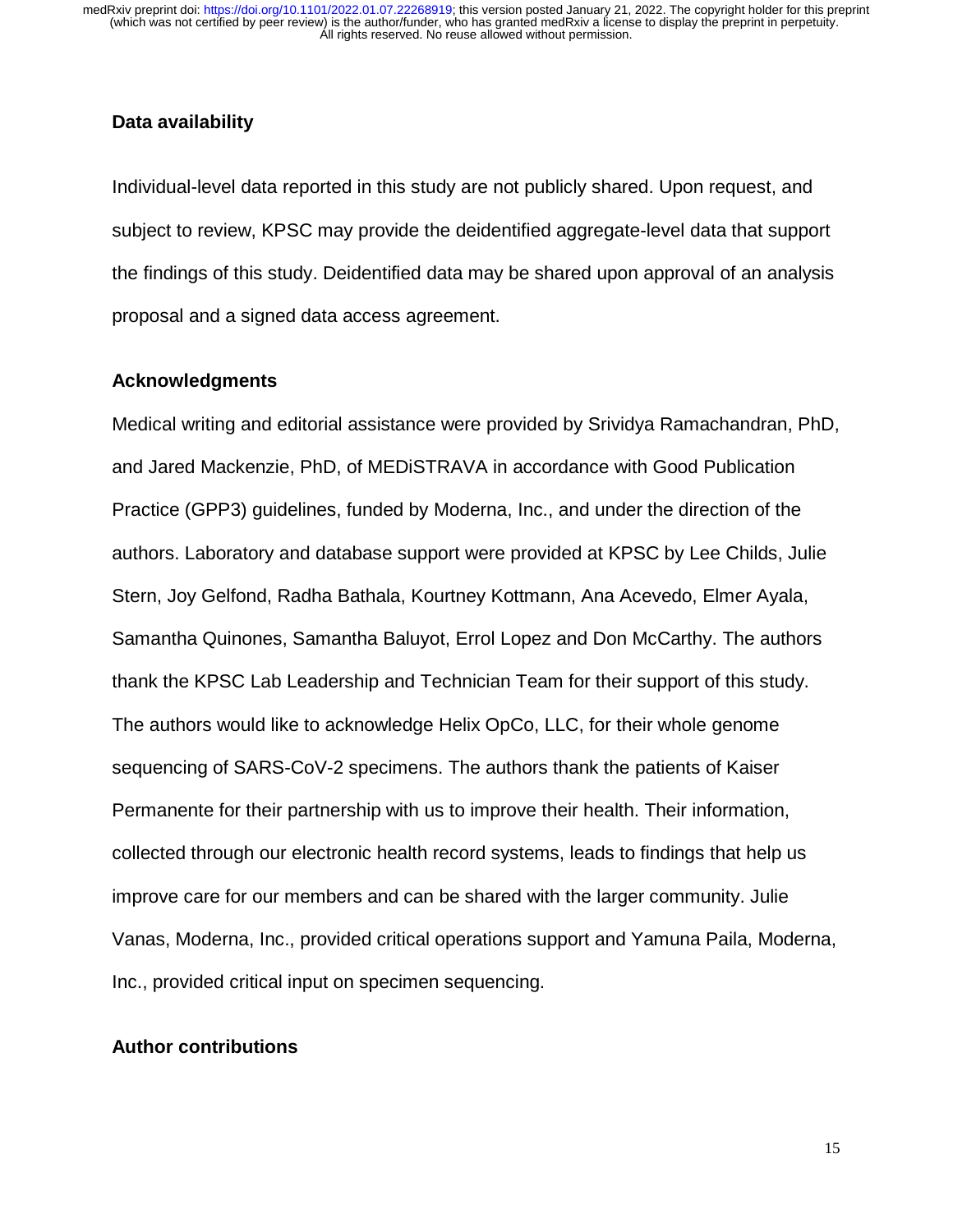## Data availability

Individual-level data reported in this study are not publicly shared. Upon request, and subject to review, KPSC may provide the deidentified aggregate-level data that support the findings of this study. Deidentified data may be shared upon approval of an analysis proposal and a signed data access agreement.

## Acknowledgments

Medical writing and editorial assistance were provided by Srividya Ramachandran, PhD, and Jared Mackenzie, PhD, of MEDiSTRAVA in accordance with Good Publication Practice (GPP3) guidelines, funded by Moderna, Inc., and under the direction of the authors. Laboratory and database support were provided at KPSC by Lee Childs, Julie Stern, Joy Gelfond, Radha Bathala, Kourtney Kottmann, Ana Acevedo, Elmer Ayala, Samantha Quinones, Samantha Baluyot, Errol Lopez and Don McCarthy. The authors thank the KPSC Lab Leadership and Technician Team for their support of this study. The authors would like to acknowledge Helix OpCo, LLC, for their whole genome sequencing of SARS-CoV-2 specimens. The authors thank the patients of Kaiser Permanente for their partnership with us to improve their health. Their information, collected through our electronic health record systems, leads to findings that help us improve care for our members and can be shared with the larger community. Julie Vanas, Moderna, Inc., provided critical operations support and Yamuna Paila, Moderna, Inc., provided critical input on specimen sequencing.

## Author contributions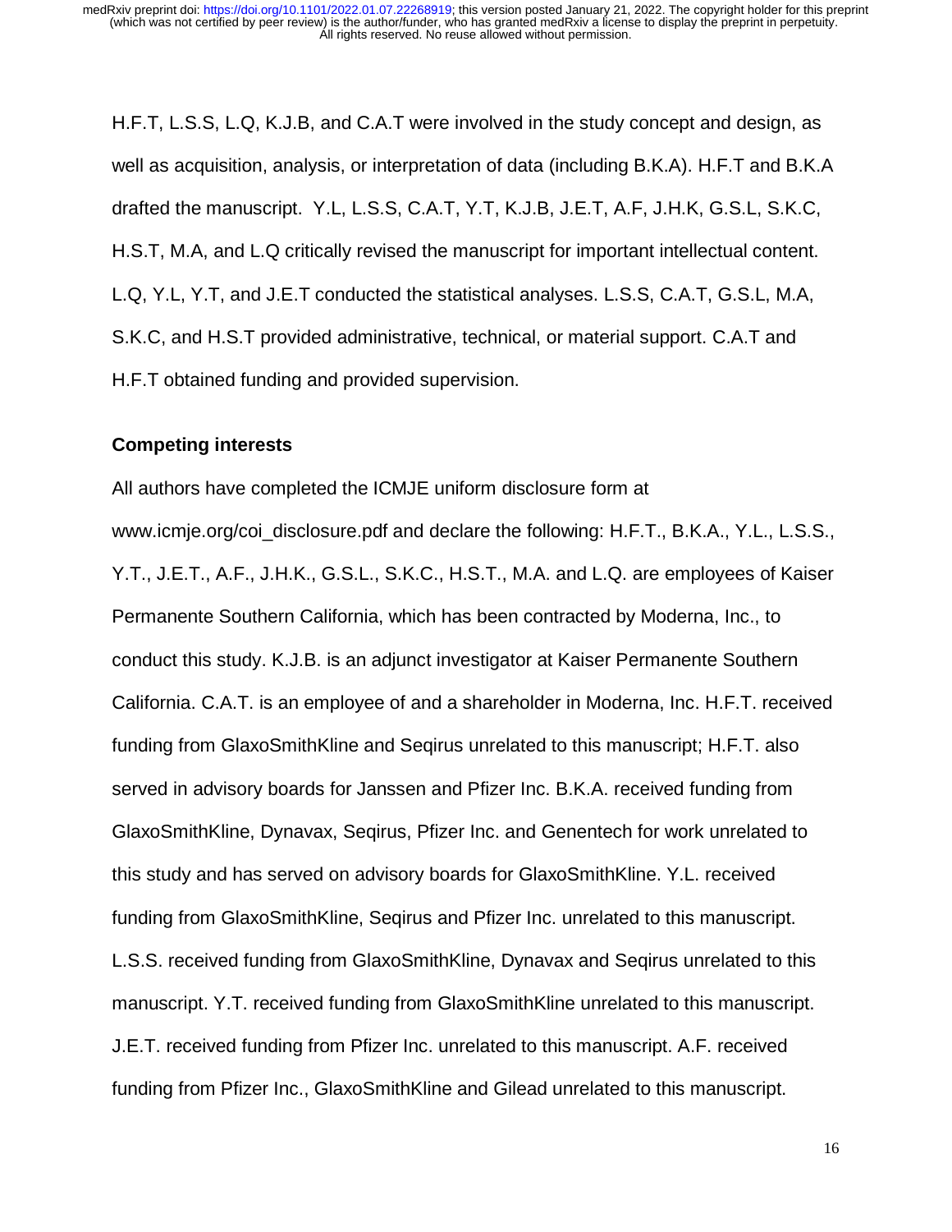H.F.T, L.S.S, L.Q, K.J.B, and C.A.T were involved in the study concept and design, as well as acquisition, analysis, or interpretation of data (including B.K.A). H.F.T and B.K.A drafted the manuscript. Y.L, L.S.S, C.A.T, Y.T, K.J.B, J.E.T, A.F, J.H.K, G.S.L, S.K.C, H.S.T, M.A, and L.Q critically revised the manuscript for important intellectual content. L.Q, Y.L, Y.T, and J.E.T conducted the statistical analyses. L.S.S, C.A.T, G.S.L, M.A, S.K.C, and H.S.T provided administrative, technical, or material support. C.A.T and H.F.T obtained funding and provided supervision.

**Competing interests**

All authors have completed the ICMJE uniform disclosure form at www.icmje.org/coi_disclosure.pdf and declare the following: H.F.T., B.K.A., Y.L., L.S.S., Y.T., J.E.T., A.F., J.H.K., G.S.L., S.K.C., H.S.T., M.A. and L.Q. are employees of Kaiser Permanente Southern California, which has been contracted by Moderna, Inc., to conduct this study. K.J.B. is an adjunct investigator at Kaiser Permanente Southern California. C.A.T. is an employee of and a shareholder in Moderna, Inc. H.F.T. received funding from GlaxoSmithKline and Seqirus unrelated to this manuscript; H.F.T. also served in advisory boards for Janssen and Pfizer Inc. B.K.A. received funding from GlaxoSmithKline, Dynavax, Seqirus, Pfizer Inc. and Genentech for work unrelated to this study and has served on advisory boards for GlaxoSmithKline. Y.L. received funding from GlaxoSmithKline, Seqirus and Pfizer Inc. unrelated to this manuscript. L.S.S. received funding from GlaxoSmithKline, Dynavax and Seqirus unrelated to this manuscript. Y.T. received funding from GlaxoSmithKline unrelated to this manuscript. J.E.T. received funding from Pfizer Inc. unrelated to this manuscript. A.F. received funding from Pfizer Inc., GlaxoSmithKline and Gilead unrelated to this manuscript.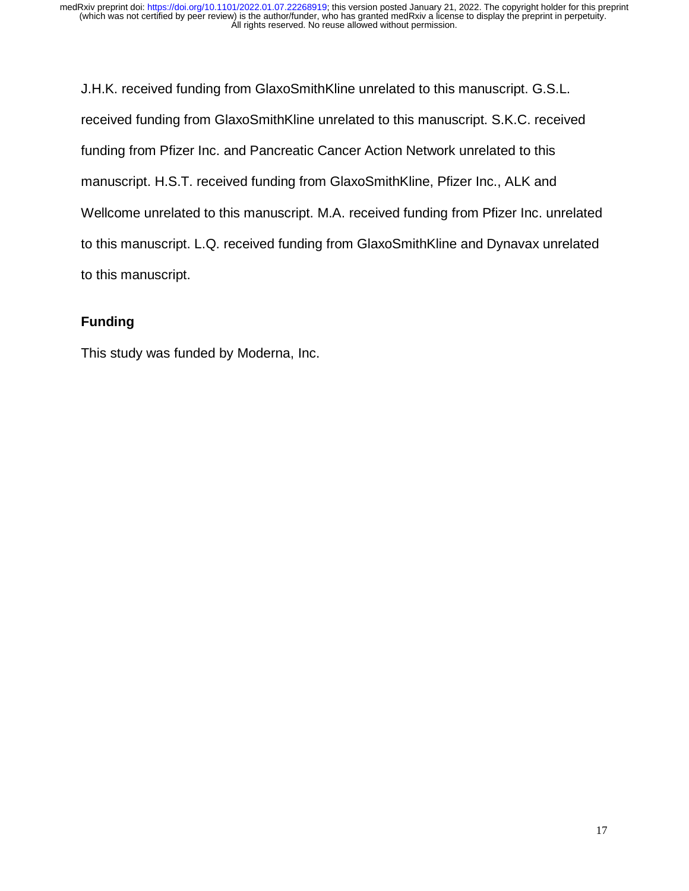J.H.K. received funding from GlaxoSmithKline unrelated to this manuscript. G.S.L. received funding from GlaxoSmithKline unrelated to this manuscript. S.K.C. received funding from Pfizer Inc. and Pancreatic Cancer Action Network unrelated to this manuscript. H.S.T. received funding from GlaxoSmithKline, Pfizer Inc., ALK and Wellcome unrelated to this manuscript. M.A. received funding from Pfizer Inc. unrelated to this manuscript. L.Q. received funding from GlaxoSmithKline and Dynavax unrelated to this manuscript.

## Funding

This study was funded by Moderna, Inc.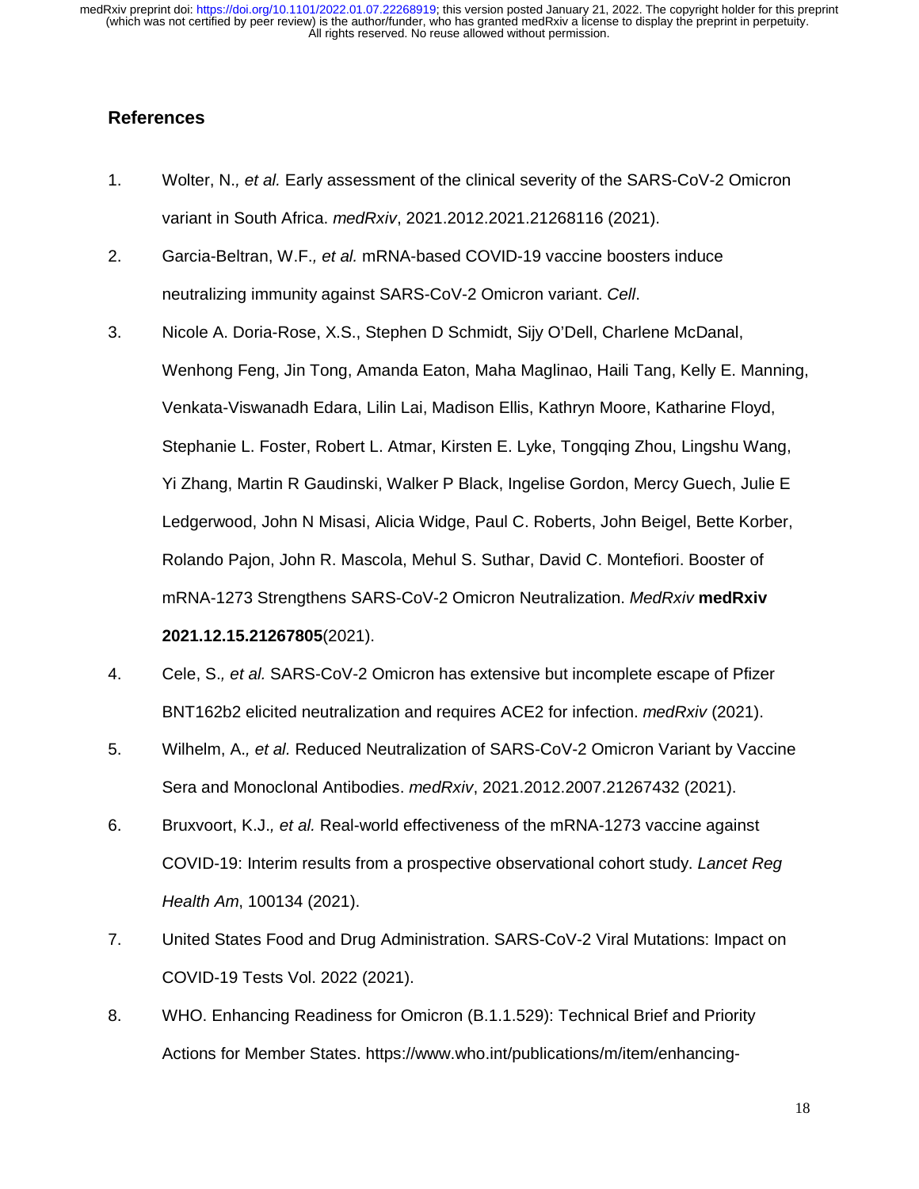## References

1. Wolter, N., *et al.* Early assessment of the clinical severity of the SARS-CoV-2 Omicron variant in South Africa. *medRxiv*, 2021.2012.2021.21268116 (2021).
2. Garcia-Beltran, W.F., *et al.* mRNA-based COVID-19 vaccine boosters induce neutralizing immunity against SARS-CoV-2 Omicron variant. *Cell*.
3. Nicole A. Doria-Rose, X.S., Stephen D Schmidt, Sijy O'Dell, Charlene McDanal, Wenhong Feng, Jin Tong, Amanda Eaton, Maha Maglinao, Haili Tang, Kelly E. Manning, Venkata-Viswanadh Edara, Lilin Lai, Madison Ellis, Kathryn Moore, Katharine Floyd, Stephanie L. Foster, Robert L. Atmar, Kirsten E. Lyke, Tongqing Zhou, Lingshu Wang, Yi Zhang, Martin R Gaudinski, Walker P Black, Ingelise Gordon, Mercy Guech, Julie E Ledgerwood, John N Misasi, Alicia Widge, Paul C. Roberts, John Beigel, Bette Korber, Rolando Pajon, John R. Mascola, Mehul S. Suthar, David C. Montefiori. Booster of mRNA-1273 Strengthens SARS-CoV-2 Omicron Neutralization. *MedRxiv* **medRxiv 2021.12.15.21267805**(2021).
4. Cele, S., *et al.* SARS-CoV-2 Omicron has extensive but incomplete escape of Pfizer BNT162b2 elicited neutralization and requires ACE2 for infection. *medRxiv* (2021).
5. Wilhelm, A., *et al.* Reduced Neutralization of SARS-CoV-2 Omicron Variant by Vaccine Sera and Monoclonal Antibodies. *medRxiv*, 2021.2012.2007.21267432 (2021).
6. Bruxvoort, K.J., *et al.* Real-world effectiveness of the mRNA-1273 vaccine against COVID-19: Interim results from a prospective observational cohort study. *Lancet Reg Health Am*, 100134 (2021).
7. United States Food and Drug Administration. SARS-CoV-2 Viral Mutations: Impact on COVID-19 Tests Vol. 2022 (2021).
8. WHO. Enhancing Readiness for Omicron (B.1.1.529): Technical Brief and Priority Actions for Member States. https://www.who.int/publications/m/item/enhancing-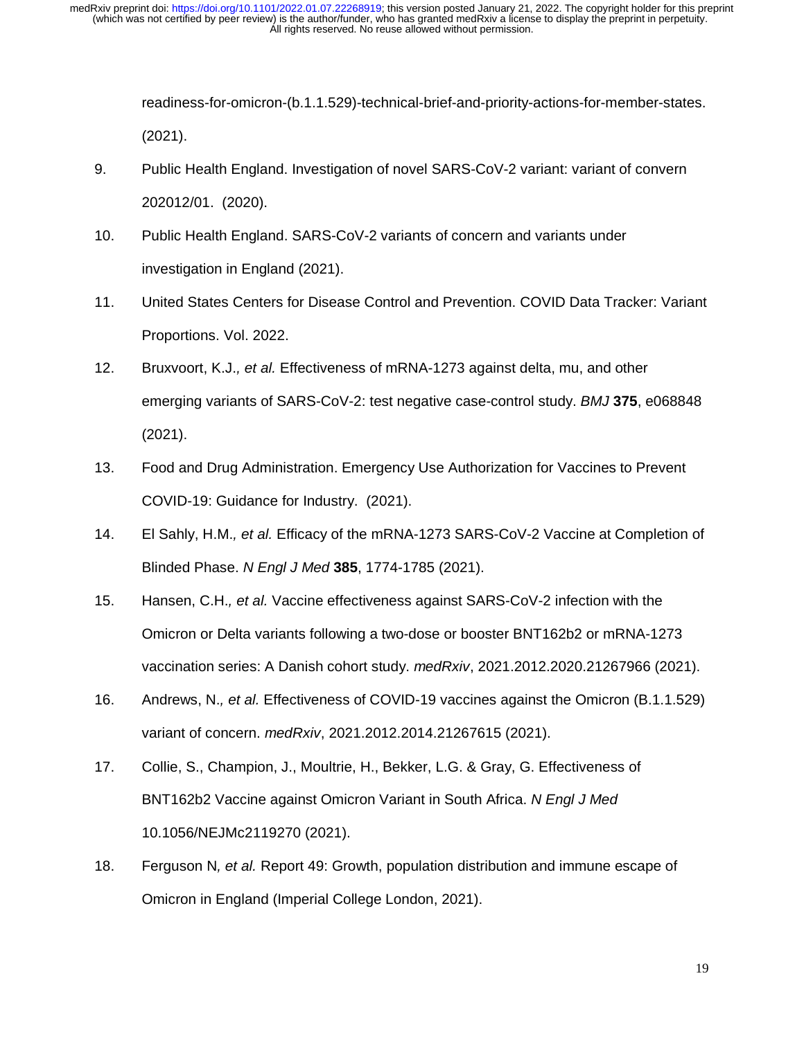readiness-for-omicron-(b.1.1.529)-technical-brief-and-priority-actions-for-member-states. (2021).

9. Public Health England. Investigation of novel SARS-CoV-2 variant: variant of convern 202012/01. (2020).
10. Public Health England. SARS-CoV-2 variants of concern and variants under investigation in England (2021).
11. United States Centers for Disease Control and Prevention. COVID Data Tracker: Variant Proportions. Vol. 2022.
12. Bruxvoort, K.J.*, et al.* Effectiveness of mRNA-1273 against delta, mu, and other emerging variants of SARS-CoV-2: test negative case-control study. *BMJ* **375**, e068848 (2021).
13. Food and Drug Administration. Emergency Use Authorization for Vaccines to Prevent COVID-19: Guidance for Industry. (2021).
14. El Sahly, H.M.*, et al.* Efficacy of the mRNA-1273 SARS-CoV-2 Vaccine at Completion of Blinded Phase. *N Engl J Med* **385**, 1774-1785 (2021).
15. Hansen, C.H.*, et al.* Vaccine effectiveness against SARS-CoV-2 infection with the Omicron or Delta variants following a two-dose or booster BNT162b2 or mRNA-1273 vaccination series: A Danish cohort study. *medRxiv*, 2021.2012.2020.21267966 (2021).
16. Andrews, N.*, et al.* Effectiveness of COVID-19 vaccines against the Omicron (B.1.1.529) variant of concern. *medRxiv*, 2021.2012.2014.21267615 (2021).
17. Collie, S., Champion, J., Moultrie, H., Bekker, L.G. & Gray, G. Effectiveness of BNT162b2 Vaccine against Omicron Variant in South Africa. *N Engl J Med* 10.1056/NEJMc2119270 (2021).
18. Ferguson N*, et al.* Report 49: Growth, population distribution and immune escape of Omicron in England (Imperial College London, 2021).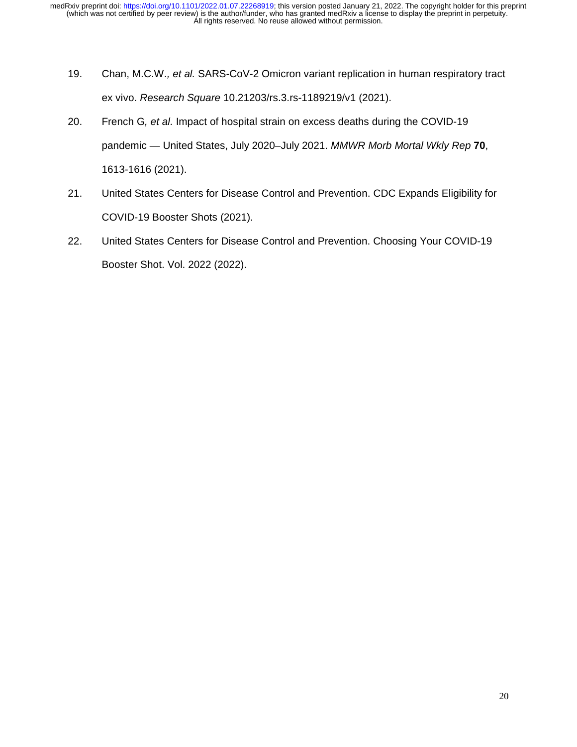19. Chan, M.C.W., *et al.* SARS-CoV-2 Omicron variant replication in human respiratory tract ex vivo. *Research Square* 10.21203/rs.3.rs-1189219/v1 (2021).
20. French G, *et al.* Impact of hospital strain on excess deaths during the COVID-19 pandemic — United States, July 2020–July 2021. *MMWR Morb Mortal Wkly Rep* **70**, 1613-1616 (2021).
21. United States Centers for Disease Control and Prevention. CDC Expands Eligibility for COVID-19 Booster Shots (2021).
22. United States Centers for Disease Control and Prevention. Choosing Your COVID-19 Booster Shot. Vol. 2022 (2022).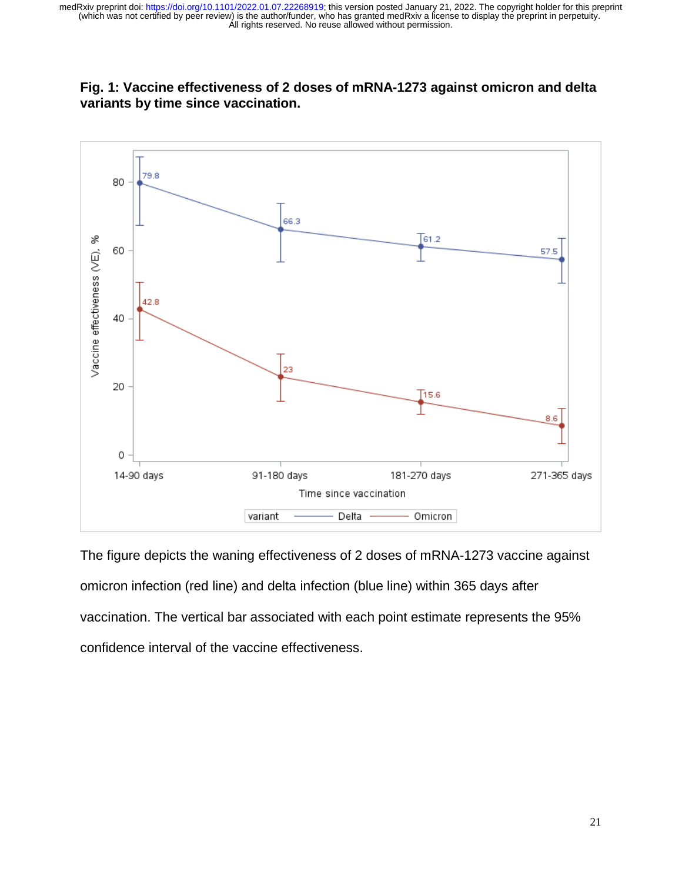**Fig. 1: Vaccine effectiveness of 2 doses of mRNA-1273 against omicron and delta variants by time since vaccination.**

The figure depicts the waning effectiveness of 2 doses of mRNA-1273 vaccine against omicron infection (red line) and delta infection (blue line) within 365 days after vaccination. The vertical bar associated with each point estimate represents the 95% confidence interval of the vaccine effectiveness.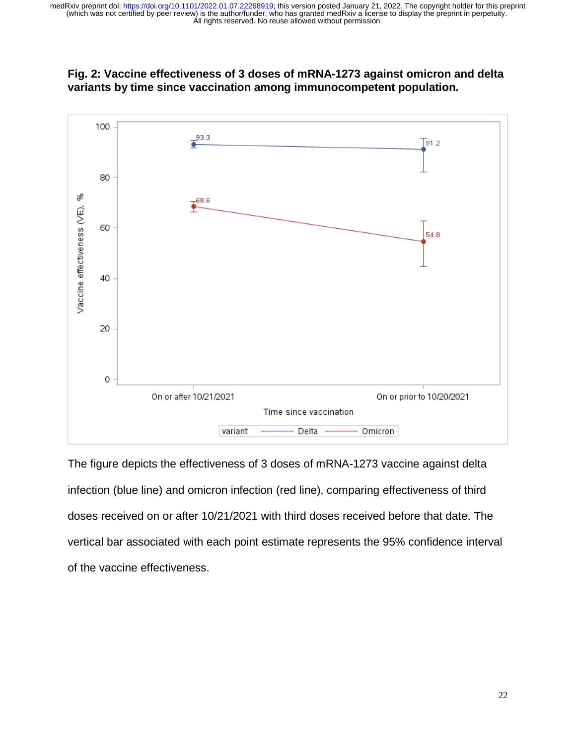**Fig. 2: Vaccine effectiveness of 3 doses of mRNA-1273 against omicron and delta variants by time since vaccination among immunocompetent population.**

The figure depicts the effectiveness of 3 doses of mRNA-1273 vaccine against delta infection (blue line) and omicron infection (red line), comparing effectiveness of third doses received on or after 10/21/2021 with third doses received before that date. The vertical bar associated with each point estimate represents the 95% confidence interval of the vaccine effectiveness.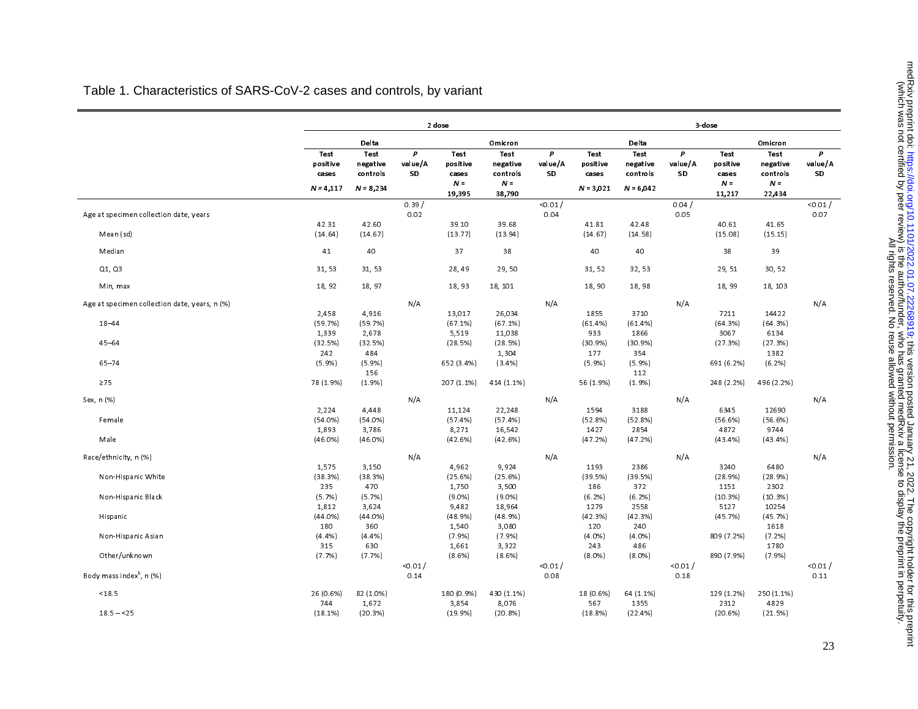Table 1. Characteristics of SARS-CoV-2 cases and controls, by variant

| | 2 dose | | | | | | 3-dose | | | | | |
|---|---|---|---|---|---|---|---|---|---|---|---|---|
| | Delta | | | Omicron | | | Delta | | | Omicron | | |
| | Test positive cases *N* = 4,117 | Test negative controls *N* = 8,234 | *P* value/A SD | Test positive cases *N* = 19,395 | Test negative controls *N* = 38,790 | *P* value/A SD | Test positive cases *N* = 3,021 | Test negative controls *N* = 6,042 | *P* value/A SD | Test positive cases *N* = 11,217 | Test negative controls *N* = 22,434 | *P* value/A SD |
| Age at specimen collection date, years | | | 0.39 / 0.02 | | | <0.01 / 0.04 | | | 0.04 / 0.05 | | | <0.01 / 0.07 |
| Mean (sd) | 42.31 (14.64) | 42.60 (14.67) | | 39.10 (13.77) | 39.68 (13.94) | | 41.81 (14.67) | 42.48 (14.58) | | 40.61 (15.08) | 41.65 (15.15) | |
| Median | 41 | 40 | | 37 | 38 | | 40 | 40 | | 38 | 39 | |
| Q1, Q3 | 31, 53 | 31, 53 | | 28, 49 | 29, 50 | | 31, 52 | 32, 53 | | 29, 51 | 30, 52 | |
| Min, max | 18, 92 | 18, 97 | | 18, 93 | 18, 101 | | 18, 90 | 18, 98 | | 18, 99 | 18, 103 | |
| Age at specimen collection date, years, n (%) | | | N/A | | | N/A | | | N/A | | | N/A |
| 18–44 | 2,458 (59.7%) | 4,916 (59.7%) | | 13,017 (67.1%) | 26,034 (67.1%) | | 1855 (61.4%) | 3710 (61.4%) | | 7211 (64.3%) | 14422 (64.3%) | |
| 45–64 | 1,339 (32.5%) | 2,678 (32.5%) | | 5,519 (28.5%) | 11,038 (28.5%) | | 933 (30.9%) | 1866 (30.9%) | | 3067 (27.3%) | 6134 (27.3%) | |
| 65–74 | 242 (5.9%) | 484 (5.9%) | | 652 (3.4%) | 1,304 (3.4%) | | 177 (5.9%) | 354 (5.9%) | | 691 (6.2%) | 1382 (6.2%) | |
| ≥75 | 78 (1.9%) | 156 (1.9%) | | 207 (1.1%) | 414 (1.1%) | | 56 (1.9%) | 112 (1.9%) | | 248 (2.2%) | 496 (2.2%) | |
| Sex, n (%) | | | N/A | | | N/A | | | N/A | | | N/A |
| Female | 2,224 (54.0%) | 4,448 (54.0%) | | 11,124 (57.4%) | 22,248 (57.4%) | | 1594 (52.8%) | 3188 (52.8%) | | 6345 (56.6%) | 12690 (56.6%) | |
| Male | 1,893 (46.0%) | 3,786 (46.0%) | | 8,271 (42.6%) | 16,542 (42.6%) | | 1427 (47.2%) | 2854 (47.2%) | | 4872 (43.4%) | 9744 (43.4%) | |
| Race/ethnicity, n (%) | | | N/A | | | N/A | | | N/A | | | N/A |
| Non-Hispanic White | 1,575 (38.3%) | 3,150 (38.3%) | | 4,962 (25.6%) | 9,924 (25.6%) | | 1193 (39.5%) | 2386 (39.5%) | | 3240 (28.9%) | 6480 (28.9%) | |
| Non-Hispanic Black | 235 (5.7%) | 470 (5.7%) | | 1,750 (9.0%) | 3,500 (9.0%) | | 186 (6.2%) | 372 (6.2%) | | 1151 (10.3%) | 2302 (10.3%) | |
| Hispanic | 1,812 (44.0%) | 3,624 (44.0%) | | 9,482 (48.9%) | 18,964 (48.9%) | | 1279 (42.3%) | 2558 (42.3%) | | 5127 (45.7%) | 10254 (45.7%) | |
| Non-Hispanic Asian | 180 (4.4%) | 360 (4.4%) | | 1,540 (7.9%) | 3,080 (7.9%) | | 120 (4.0%) | 240 (4.0%) | | 809 (7.2%) | 1618 (7.2%) | |
| Other/unknown | 315 (7.7%) | 630 (7.7%) | | 1,661 (8.6%) | 3,322 (8.6%) | | 243 (8.0%) | 486 (8.0%) | | 890 (7.9%) | 1780 (7.9%) | |
| Body mass index[b], n (%) | | | <0.01 / 0.14 | | | <0.01 / 0.08 | | | <0.01 / 0.18 | | | <0.01 / 0.11 |
| <18.5 | 26 (0.6%) | 82 (1.0%) | | 180 (0.9%) | 430 (1.1%) | | 18 (0.6%) | 64 (1.1%) | | 129 (1.2%) | 250 (1.1%) | |
| 18.5 – <25 | 744 (18.1%) | 1,672 (20.3%) | | 3,854 (19.9%) | 8,076 (20.8%) | | 567 (18.8%) | 1355 (22.4%) | | 2312 (20.6%) | 4829 (21.5%) | |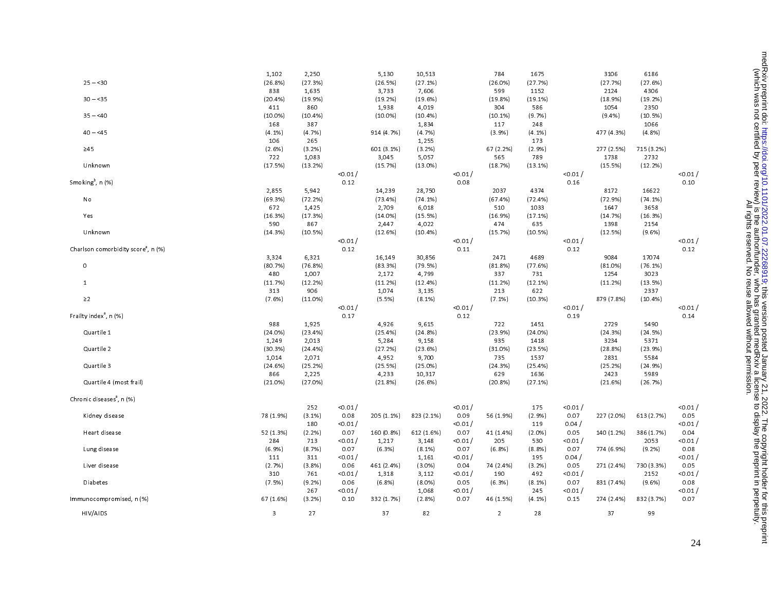| | | | | | | | | | | | | |
|---|---|---|---|---|---|---|---|---|---|---|---|---|
| 25 – <30 | 1,102 (26.8%) | 2,250 (27.3%) | | 5,130 (26.5%) | 10,513 (27.1%) | | 784 (26.0%) | 1675 (27.7%) | | 3106 (27.7%) | 6186 (27.6%) | |
| 30 – <35 | 838 (20.4%) | 1,635 (19.9%) | | 3,733 (19.2%) | 7,606 (19.6%) | | 599 (19.8%) | 1152 (19.1%) | | 2124 (18.9%) | 4306 (19.2%) | |
| 35 – <40 | 411 (10.0%) | 860 (10.4%) | | 1,938 (10.0%) | 4,019 (10.4%) | | 304 (10.1%) | 586 (9.7%) | | 1054 (9.4%) | 2350 (10.5%) | |
| 40 – <45 | 168 (4.1%) | 387 (4.7%) | | 914 (4.7%) | 1,834 (4.7%) | | 117 (3.9%) | 248 (4.1%) | | 477 (4.3%) | 1066 (4.8%) | |
| ≥45 | 106 (2.6%) | 265 (3.2%) | | 601 (3.1%) | 1,255 (3.2%) | | 67 (2.2%) | 173 (2.9%) | | 277 (2.5%) | 715 (3.2%) | |
| Unknown | 722 (17.5%) | 1,083 (13.2%) | | 3,045 (15.7%) | 5,057 (13.0%) | | 565 (18.7%) | 789 (13.1%) | | 1738 (15.5%) | 2732 (12.2%) | |
| Smoking[b], n (%) | | | <0.01 / 0.12 | | | <0.01 / 0.08 | | | <0.01 / 0.16 | | | <0.01 / 0.10 |
| No | 2,855 (69.3%) | 5,942 (72.2%) | | 14,239 (73.4%) | 28,750 (74.1%) | | 2037 (67.4%) | 4374 (72.4%) | | 8172 (72.9%) | 16622 (74.1%) | |
| Yes | 672 (16.3%) | 1,425 (17.3%) | | 2,709 (14.0%) | 6,018 (15.5%) | | 510 (16.9%) | 1033 (17.1%) | | 1647 (14.7%) | 3658 (16.3%) | |
| Unknown | 590 (14.3%) | 867 (10.5%) | | 2,447 (12.6%) | 4,022 (10.4%) | | 474 (15.7%) | 635 (10.5%) | | 1398 (12.5%) | 2154 (9.6%) | |
| Charlson comorbidity score[a], n (%) | | | <0.01 / 0.12 | | | <0.01 / 0.11 | | | <0.01 / 0.12 | | | <0.01 / 0.12 |
| 0 | 3,324 (80.7%) | 6,321 (76.8%) | | 16,149 (83.3%) | 30,856 (79.5%) | | 2471 (81.8%) | 4689 (77.6%) | | 9084 (81.0%) | 17074 (76.1%) | |
| 1 | 480 (11.7%) | 1,007 (12.2%) | | 2,172 (11.2%) | 4,799 (12.4%) | | 337 (11.2%) | 731 (12.1%) | | 1254 (11.2%) | 3023 (13.5%) | |
| ≥2 | 313 (7.6%) | 906 (11.0%) | | 1,074 (5.5%) | 3,135 (8.1%) | | 213 (7.1%) | 622 (10.3%) | | 879 (7.8%) | 2337 (10.4%) | |
| Frailty index[a], n (%) | | | <0.01 / 0.17 | | | <0.01 / 0.12 | | | <0.01 / 0.19 | | | <0.01 / 0.14 |
| Quartile 1 | 988 (24.0%) | 1,925 (23.4%) | | 4,926 (25.4%) | 9,615 (24.8%) | | 722 (23.9%) | 1451 (24.0%) | | 2729 (24.3%) | 5490 (24.5%) | |
| Quartile 2 | 1,249 (30.3%) | 2,013 (24.4%) | | 5,284 (27.2%) | 9,158 (23.6%) | | 935 (31.0%) | 1418 (23.5%) | | 3234 (28.8%) | 5371 (23.9%) | |
| Quartile 3 | 1,014 (24.6%) | 2,071 (25.2%) | | 4,952 (25.5%) | 9,700 (25.0%) | | 735 (24.3%) | 1537 (25.4%) | | 2831 (25.2%) | 5584 (24.9%) | |
| Quartile 4 (most frail) | 866 (21.0%) | 2,225 (27.0%) | | 4,233 (21.8%) | 10,317 (26.6%) | | 629 (20.8%) | 1636 (27.1%) | | 2423 (21.6%) | 5989 (26.7%) | |
| Chronic diseases[a], n (%) | | | | | | | | | | | | |
| Kidney disease | 78 (1.9%) | 252 (3.1%) | <0.01 / 0.08 | 205 (1.1%) | 823 (2.1%) | <0.01 / 0.09 | 56 (1.9%) | 175 (2.9%) | <0.01 / 0.07 | 227 (2.0%) | 613 (2.7%) | <0.01 / 0.05 |
| Heart disease | 52 (1.3%) | 180 (2.2%) | <0.01 / 0.07 | 160 (0.8%) | 612 (1.6%) | <0.01 / 0.07 | 41 (1.4%) | 119 (2.0%) | 0.04 / 0.05 | 140 (1.2%) | 386 (1.7%) | <0.01 / 0.04 |
| Lung disease | 284 (6.9%) | 713 (8.7%) | <0.01 / 0.07 | 1,217 (6.3%) | 3,148 (8.1%) | <0.01 / 0.07 | 205 (6.8%) | 530 (8.8%) | <0.01 / 0.07 | 774 (6.9%) | 2053 (9.2%) | <0.01 / 0.08 |
| Liver disease | 111 (2.7%) | 311 (3.8%) | <0.01 / 0.06 | 461 (2.4%) | 1,161 (3.0%) | <0.01 / 0.04 | 74 (2.4%) | 195 (3.2%) | 0.04 / 0.05 | 271 (2.4%) | 730 (3.3%) | <0.01 / 0.05 |
| Diabetes | 310 (7.5%) | 761 (9.2%) | <0.01 / 0.06 | 1,318 (6.8%) | 3,112 (8.0%) | <0.01 / 0.05 | 190 (6.3%) | 492 (8.1%) | <0.01 / 0.07 | 831 (7.4%) | 2152 (9.6%) | <0.01 / 0.08 |
| Immunocompromised, n (%) | 67 (1.6%) | 267 (3.2%) | <0.01 / 0.10 | 332 (1.7%) | 1,068 (2.8%) | <0.01 / 0.07 | 46 (1.5%) | 245 (4.1%) | <0.01 / 0.15 | 274 (2.4%) | 832 (3.7%) | <0.01 / 0.07 |
| HIV/AIDS | 3 | 27 | | 37 | 82 | | 2 | 28 | | 37 | 99 | |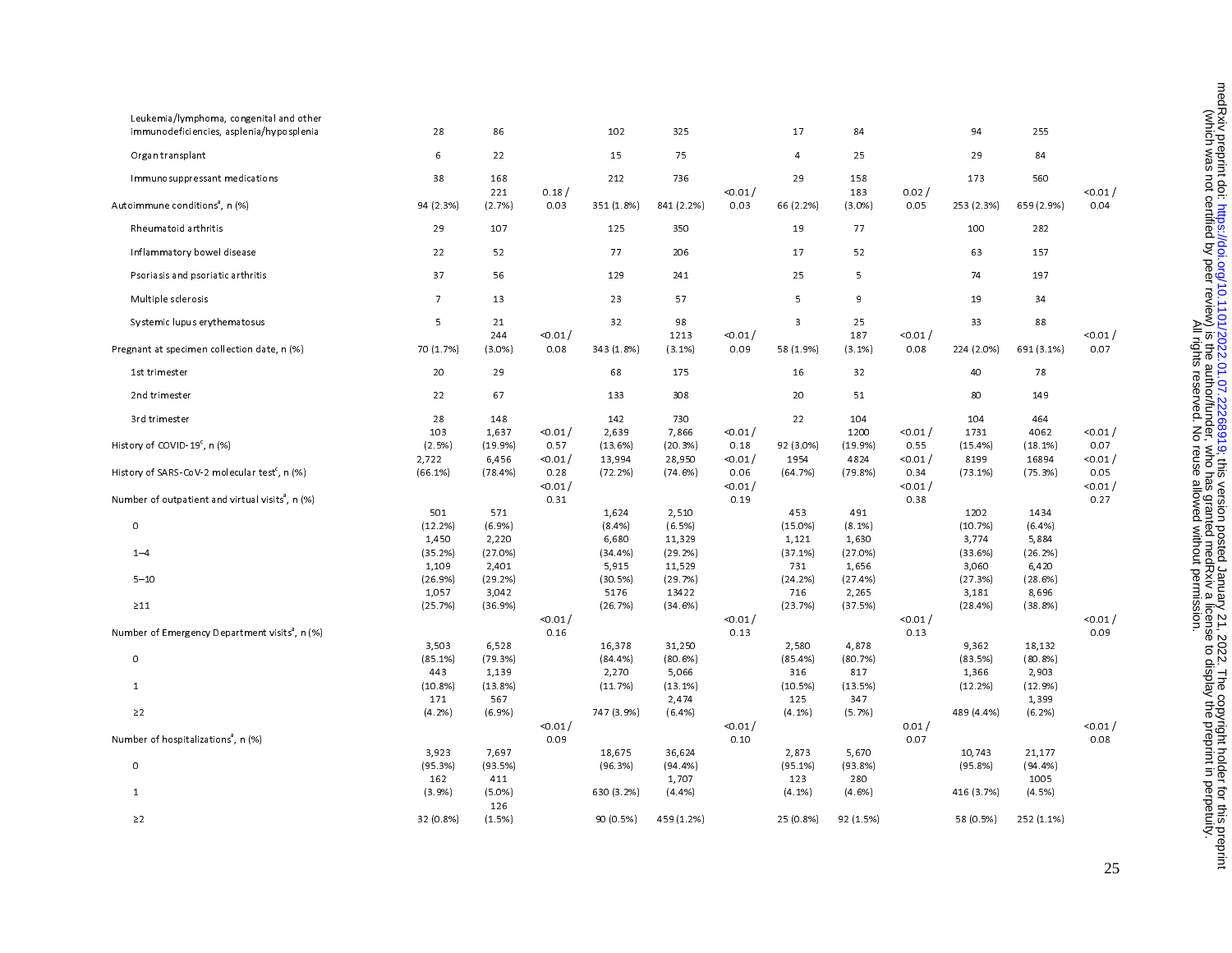| | | | | | | | | | | | |
|---|---|---|---|---|---|---|---|---|---|---|---|
| Leukemia/lymphoma, congenital and other immunodeficiencies, asplenia/hyposplenia | 28 | 86 | | 102 | 325 | | 17 | 84 | | 94 | 255 | |
| Organ transplant | 6 | 22 | | 15 | 75 | | 4 | 25 | | 29 | 84 | |
| Immunosuppressant medications | 38 | 168 | | 212 | 736 | | 29 | 158 | | 173 | 560 | |
| Autoimmune conditions[a], n (%) | 94 (2.3%) | 221 (2.7%) | 0.18 / 0.03 | 351 (1.8%) | 841 (2.2%) | <0.01 / 0.03 | 66 (2.2%) | 183 (3.0%) | 0.02 / 0.05 | 253 (2.3%) | 659 (2.9%) | <0.01 / 0.04 |
| Rheumatoid arthritis | 29 | 107 | | 125 | 350 | | 19 | 77 | | 100 | 282 | |
| Inflammatory bowel disease | 22 | 52 | | 77 | 206 | | 17 | 52 | | 63 | 157 | |
| Psoriasis and psoriatic arthritis | 37 | 56 | | 129 | 241 | | 25 | 5 | | 74 | 197 | |
| Multiple sclerosis | 7 | 13 | | 23 | 57 | | 5 | 9 | | 19 | 34 | |
| Systemic lupus erythematosus | 5 | 21 | | 32 | 98 | | 3 | 25 | | 33 | 88 | |
| Pregnant at specimen collection date, n (%) | 70 (1.7%) | 244 (3.0%) | <0.01 / 0.08 | 343 (1.8%) | 1213 (3.1%) | <0.01 / 0.09 | 58 (1.9%) | 187 (3.1%) | <0.01 / 0.08 | 224 (2.0%) | 691 (3.1%) | <0.01 / 0.07 |
| 1st trimester | 20 | 29 | | 68 | 175 | | 16 | 32 | | 40 | 78 | |
| 2nd trimester | 22 | 67 | | 133 | 308 | | 20 | 51 | | 80 | 149 | |
| 3rd trimester | 28 | 148 | | 142 | 730 | | 22 | 104 | | 104 | 464 | |
| History of COVID-19[c], n (%) | 103 (2.5%) | 1,637 (19.9%) | <0.01 / 0.57 | 2,639 (13.6%) | 7,866 (20.3%) | <0.01 / 0.18 | 92 (3.0%) | 1200 (19.9%) | <0.01 / 0.55 | 1731 (15.4%) | 4062 (18.1%) | <0.01 / 0.07 |
| History of SARS-CoV-2 molecular test[c], n (%) | 2,722 (66.1%) | 6,456 (78.4%) | <0.01 / 0.28 | 13,994 (72.2%) | 28,950 (74.6%) | <0.01 / 0.06 | 1954 (64.7%) | 4824 (79.8%) | <0.01 / 0.34 | 8199 (73.1%) | 16894 (75.3%) | <0.01 / 0.05 |
| Number of outpatient and virtual visits[a], n (%) | | | <0.01 / 0.31 | | | <0.01 / 0.19 | | | <0.01 / 0.38 | | | <0.01 / 0.27 |
| 0 | 501 (12.2%) | 571 (6.9%) | | 1,624 (8.4%) | 2,510 (6.5%) | | 453 (15.0%) | 491 (8.1%) | | 1202 (10.7%) | 1434 (6.4%) | |
| 1–4 | 1,450 (35.2%) | 2,220 (27.0%) | | 6,680 (34.4%) | 11,329 (29.2%) | | 1,121 (37.1%) | 1,630 (27.0%) | | 3,774 (33.6%) | 5,884 (26.2%) | |
| 5–10 | 1,109 (26.9%) | 2,401 (29.2%) | | 5,915 (30.5%) | 11,529 (29.7%) | | 731 (24.2%) | 1,656 (27.4%) | | 3,060 (27.3%) | 6,420 (28.6%) | |
| ≥11 | 1,057 (25.7%) | 3,042 (36.9%) | | 5176 (26.7%) | 13422 (34.6%) | | 716 (23.7%) | 2,265 (37.5%) | | 3,181 (28.4%) | 8,696 (38.8%) | |
| Number of Emergency Department visits[a], n (%) | | | <0.01 / 0.16 | | | <0.01 / 0.13 | | | <0.01 / 0.13 | | | <0.01 / 0.09 |
| 0 | 3,503 (85.1%) | 6,528 (79.3%) | | 16,378 (84.4%) | 31,250 (80.6%) | | 2,580 (85.4%) | 4,878 (80.7%) | | 9,362 (83.5%) | 18,132 (80.8%) | |
| 1 | 443 (10.8%) | 1,139 (13.8%) | | 2,270 (11.7%) | 5,066 (13.1%) | | 316 (10.5%) | 817 (13.5%) | | 1,366 (12.2%) | 2,903 (12.9%) | |
| ≥2 | 171 (4.2%) | 567 (6.9%) | | 747 (3.9%) | 2,474 (6.4%) | | 125 (4.1%) | 347 (5.7%) | | 489 (4.4%) | 1,399 (6.2%) | |
| Number of hospitalizations[a], n (%) | | | <0.01 / 0.09 | | | <0.01 / 0.10 | | | 0.01 / 0.07 | | | <0.01 / 0.08 |
| 0 | 3,923 (95.3%) | 7,697 (93.5%) | | 18,675 (96.3%) | 36,624 (94.4%) | | 2,873 (95.1%) | 5,670 (93.8%) | | 10,743 (95.8%) | 21,177 (94.4%) | |
| 1 | 162 (3.9%) | 411 (5.0%) | | 630 (3.2%) | 1,707 (4.4%) | | 123 (4.1%) | 280 (4.6%) | | 416 (3.7%) | 1005 (4.5%) | |
| ≥2 | 32 (0.8%) | 126 (1.5%) | | 90 (0.5%) | 459 (1.2%) | | 25 (0.8%) | 92 (1.5%) | | 58 (0.5%) | 252 (1.1%) | |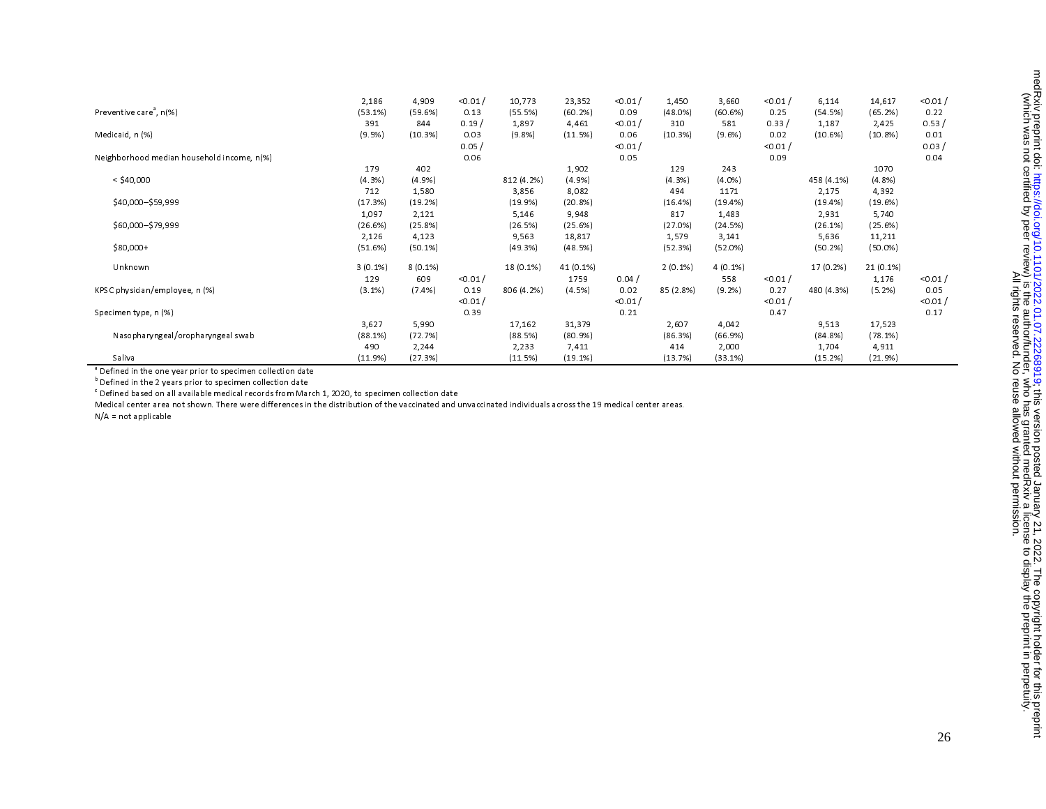| | | | | | | | | | | | | |
|---|---|---|---|---|---|---|---|---|---|---|---|---|
| Preventive care[a], n(%) | 2,186 (53.1%) | 4,909 (59.6%) | <0.01 / 0.13 | 10,773 (55.5%) | 23,352 (60.2%) | <0.01 / 0.09 | 1,450 (48.0%) | 3,660 (60.6%) | <0.01 / 0.25 | 6,114 (54.5%) | 14,617 (65.2%) | <0.01 / 0.22 |
| Medicaid, n (%) | 391 (9.5%) | 844 (10.3%) | 0.19 / 0.03 | 1,897 (9.8%) | 4,461 (11.5%) | <0.01 / 0.06 | 310 (10.3%) | 581 (9.6%) | 0.33 / 0.02 | 1,187 (10.6%) | 2,425 (10.8%) | 0.53 / 0.01 |
| Neighborhood median household income, n(%) | | | 0.05 / 0.06 | | | <0.01 / 0.05 | | | <0.01 / 0.09 | | | 0.03 / 0.04 |
| < $40,000 | 179 (4.3%) | 402 (4.9%) | | 812 (4.2%) | 1,902 (4.9%) | | 129 (4.3%) | 243 (4.0%) | | 458 (4.1%) | 1070 (4.8%) | |
| $40,000–$59,999 | 712 (17.3%) | 1,580 (19.2%) | | 3,856 (19.9%) | 8,082 (20.8%) | | 494 (16.4%) | 1171 (19.4%) | | 2,175 (19.4%) | 4,392 (19.6%) | |
| $60,000–$79,999 | 1,097 (26.6%) | 2,121 (25.8%) | | 5,146 (26.5%) | 9,948 (25.6%) | | 817 (27.0%) | 1,483 (24.5%) | | 2,931 (26.1%) | 5,740 (25.6%) | |
| $80,000+ | 2,126 (51.6%) | 4,123 (50.1%) | | 9,563 (49.3%) | 18,817 (48.5%) | | 1,579 (52.3%) | 3,141 (52.0%) | | 5,636 (50.2%) | 11,211 (50.0%) | |
| Unknown | 3 (0.1%) | 8 (0.1%) | | 18 (0.1%) | 41 (0.1%) | | 2 (0.1%) | 4 (0.1%) | | 17 (0.2%) | 21 (0.1%) | |
| KPSC physician/employee, n (%) | 129 (3.1%) | 609 (7.4%) | <0.01 / 0.19 | 806 (4.2%) | 1759 (4.5%) | 0.04 / 0.02 | 85 (2.8%) | 558 (9.2%) | <0.01 / 0.27 | 480 (4.3%) | 1,176 (5.2%) | <0.01 / 0.05 |
| Specimen type, n (%) | | | <0.01 / 0.39 | | | <0.01 / 0.21 | | | <0.01 / 0.47 | | | <0.01 / 0.17 |
| Nasopharyngeal/oropharyngeal swab | 3,627 (88.1%) | 5,990 (72.7%) | | 17,162 (88.5%) | 31,379 (80.9%) | | 2,607 (86.3%) | 4,042 (66.9%) | | 9,513 (84.8%) | 17,523 (78.1%) | |
| Saliva | 490 (11.9%) | 2,244 (27.3%) | | 2,233 (11.5%) | 7,411 (19.1%) | | 414 (13.7%) | 2,000 (33.1%) | | 1,704 (15.2%) | 4,911 (21.9%) | |

[a] Defined in the one year prior to specimen collection date

[b] Defined in the 2 years prior to specimen collection date

[c] Defined based on all available medical records from March 1, 2020, to specimen collection date

Medical center area not shown. There were differences in the distribution of the vaccinated and unvaccinated individuals across the 19 medical center areas.

N/A = not applicable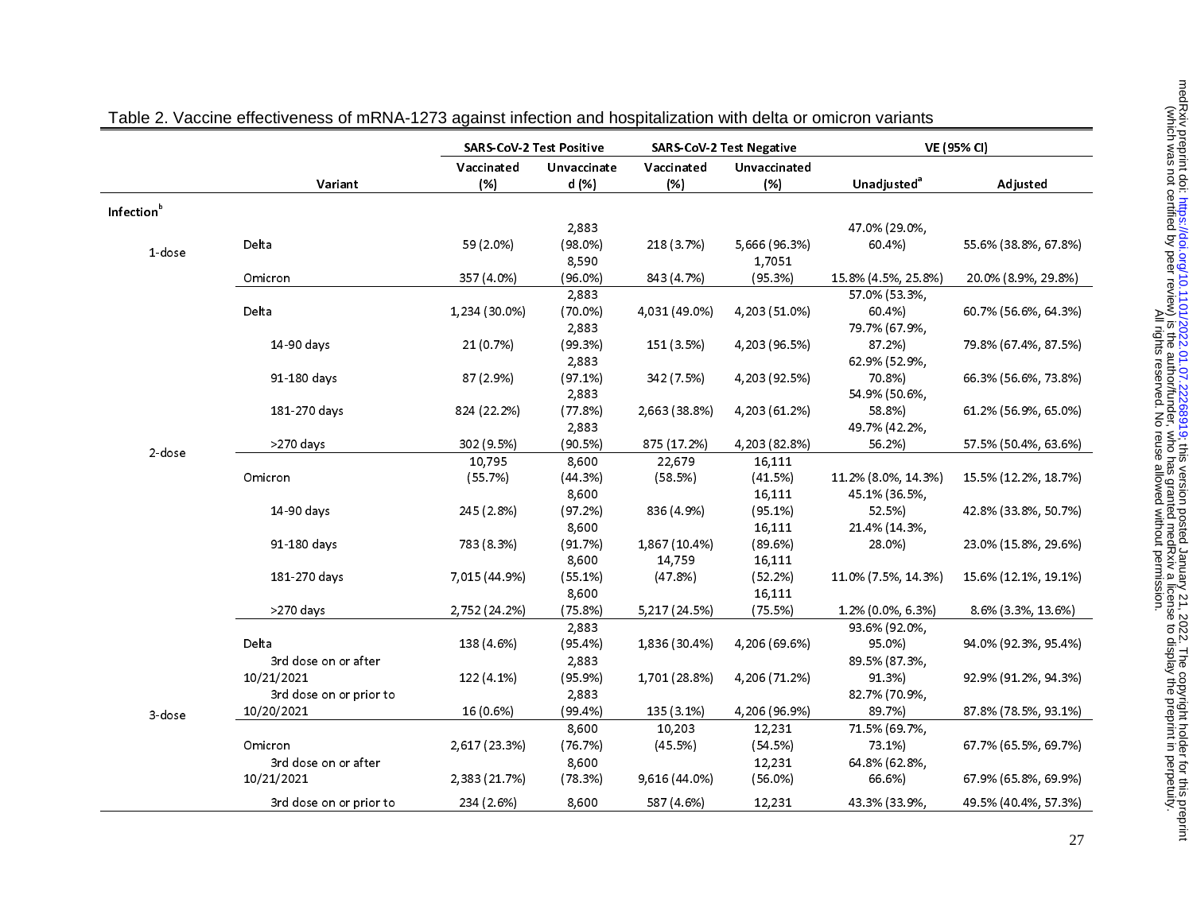Table 2. Vaccine effectiveness of mRNA-1273 against infection and hospitalization with delta or omicron variants

| | Variant | SARS-CoV-2 Test Positive | | SARS-CoV-2 Test Negative | | VE (95% CI) | |
|---|---|---|---|---|---|---|---|
| | | Vaccinated (%) | Unvaccinated (%) | Vaccinated (%) | Unvaccinated (%) | Unadjusted[a] | Adjusted |
| **Infection[b]** | | | | | | | |
| 1-dose | Delta | 59 (2.0%) | 2,883 (98.0%) | 218 (3.7%) | 5,666 (96.3%) | 47.0% (29.0%, 60.4%) | 55.6% (38.8%, 67.8%) |
| | Omicron | 357 (4.0%) | 8,590 (96.0%) | 843 (4.7%) | 1,7051 (95.3%) | 15.8% (4.5%, 25.8%) | 20.0% (8.9%, 29.8%) |
| 2-dose | Delta | 1,234 (30.0%) | 2,883 (70.0%) | 4,031 (49.0%) | 4,203 (51.0%) | 57.0% (53.3%, 60.4%) | 60.7% (56.6%, 64.3%) |
| | 14-90 days | 21 (0.7%) | 2,883 (99.3%) | 151 (3.5%) | 4,203 (96.5%) | 79.7% (67.9%, 87.2%) | 79.8% (67.4%, 87.5%) |
| | 91-180 days | 87 (2.9%) | 2,883 (97.1%) | 342 (7.5%) | 4,203 (92.5%) | 62.9% (52.9%, 70.8%) | 66.3% (56.6%, 73.8%) |
| | 181-270 days | 824 (22.2%) | 2,883 (77.8%) | 2,663 (38.8%) | 4,203 (61.2%) | 54.9% (50.6%, 58.8%) | 61.2% (56.9%, 65.0%) |
| | >270 days | 302 (9.5%) | 2,883 (90.5%) | 875 (17.2%) | 4,203 (82.8%) | 49.7% (42.2%, 56.2%) | 57.5% (50.4%, 63.6%) |
| | Omicron | 10,795 (55.7%) | 8,600 (44.3%) | 22,679 (58.5%) | 16,111 (41.5%) | 11.2% (8.0%, 14.3%) | 15.5% (12.2%, 18.7%) |
| | 14-90 days | 245 (2.8%) | 8,600 (97.2%) | 836 (4.9%) | 16,111 (95.1%) | 45.1% (36.5%, 52.5%) | 42.8% (33.8%, 50.7%) |
| | 91-180 days | 783 (8.3%) | 8,600 (91.7%) | 1,867 (10.4%) | 16,111 (89.6%) | 21.4% (14.3%, 28.0%) | 23.0% (15.8%, 29.6%) |
| | 181-270 days | 7,015 (44.9%) | 8,600 (55.1%) | 14,759 (47.8%) | 16,111 (52.2%) | 11.0% (7.5%, 14.3%) | 15.6% (12.1%, 19.1%) |
| | >270 days | 2,752 (24.2%) | 8,600 (75.8%) | 5,217 (24.5%) | 16,111 (75.5%) | 1.2% (0.0%, 6.3%) | 8.6% (3.3%, 13.6%) |
| 3-dose | Delta | 138 (4.6%) | 2,883 (95.4%) | 1,836 (30.4%) | 4,206 (69.6%) | 93.6% (92.0%, 95.0%) | 94.0% (92.3%, 95.4%) |
| | 3rd dose on or after 10/21/2021 | 122 (4.1%) | 2,883 (95.9%) | 1,701 (28.8%) | 4,206 (71.2%) | 89.5% (87.3%, 91.3%) | 92.9% (91.2%, 94.3%) |
| | 3rd dose on or prior to 10/20/2021 | 16 (0.6%) | 2,883 (99.4%) | 135 (3.1%) | 4,206 (96.9%) | 82.7% (70.9%, 89.7%) | 87.8% (78.5%, 93.1%) |
| | Omicron | 2,617 (23.3%) | 8,600 (76.7%) | 10,203 (45.5%) | 12,231 (54.5%) | 71.5% (69.7%, 73.1%) | 67.7% (65.5%, 69.7%) |
| | 3rd dose on or after 10/21/2021 | 2,383 (21.7%) | 8,600 (78.3%) | 9,616 (44.0%) | 12,231 (56.0%) | 64.8% (62.8%, 66.6%) | 67.9% (65.8%, 69.9%) |
| | 3rd dose on or prior to | 234 (2.6%) | 8,600 | 587 (4.6%) | 12,231 | 43.3% (33.9%, | 49.5% (40.4%, 57.3%) |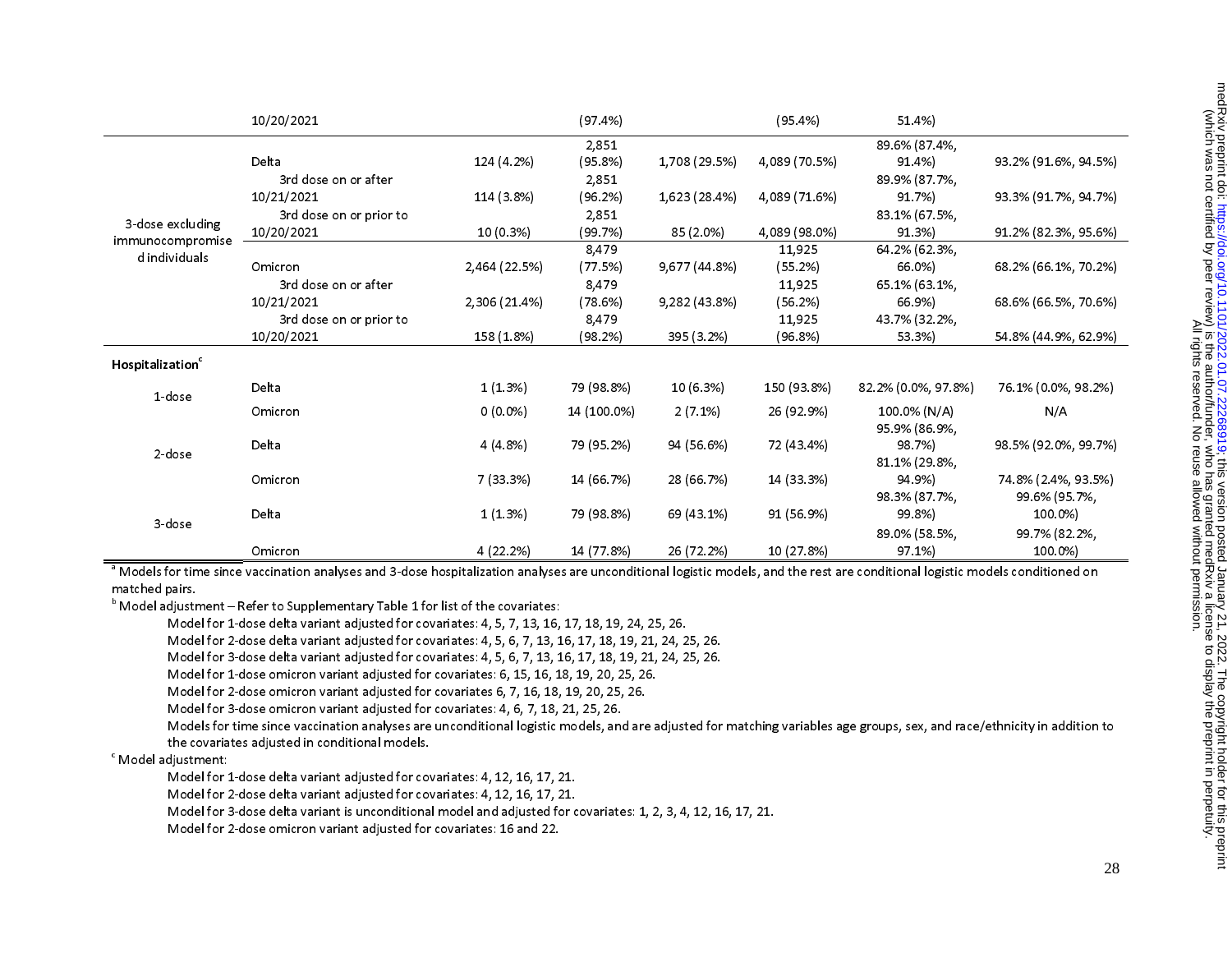| | | | | | | | |
|---|---|---|---|---|---|---|---|
| | 10/20/2021 | | (97.4%) | | (95.4%) | 51.4%) | |
| 3-dose excluding immunocompromised individuals | Delta | 124 (4.2%) | 2,851 (95.8%) | 1,708 (29.5%) | 4,089 (70.5%) | 89.6% (87.4%, 91.4%) | 93.2% (91.6%, 94.5%) |
| | 3rd dose on or after 10/21/2021 | 114 (3.8%) | 2,851 (96.2%) | 1,623 (28.4%) | 4,089 (71.6%) | 89.9% (87.7%, 91.7%) | 93.3% (91.7%, 94.7%) |
| | 3rd dose on or prior to 10/20/2021 | 10 (0.3%) | 2,851 (99.7%) | 85 (2.0%) | 4,089 (98.0%) | 83.1% (67.5%, 91.3%) | 91.2% (82.3%, 95.6%) |
| | Omicron | 2,464 (22.5%) | 8,479 (77.5%) | 9,677 (44.8%) | 11,925 (55.2%) | 64.2% (62.3%, 66.0%) | 68.2% (66.1%, 70.2%) |
| | 3rd dose on or after 10/21/2021 | 2,306 (21.4%) | 8,479 (78.6%) | 9,282 (43.8%) | 11,925 (56.2%) | 65.1% (63.1%, 66.9%) | 68.6% (66.5%, 70.6%) |
| | 3rd dose on or prior to 10/20/2021 | 158 (1.8%) | 8,479 (98.2%) | 395 (3.2%) | 11,925 (96.8%) | 43.7% (32.2%, 53.3%) | 54.8% (44.9%, 62.9%) |
| **Hospitalization**[c] | | | | | | | |
| 1-dose | Delta | 1 (1.3%) | 79 (98.8%) | 10 (6.3%) | 150 (93.8%) | 82.2% (0.0%, 97.8%) | 76.1% (0.0%, 98.2%) |
| | Omicron | 0 (0.0%) | 14 (100.0%) | 2 (7.1%) | 26 (92.9%) | 100.0% (N/A) | N/A |
| 2-dose | Delta | 4 (4.8%) | 79 (95.2%) | 94 (56.6%) | 72 (43.4%) | 95.9% (86.9%, 98.7%) | 98.5% (92.0%, 99.7%) |
| | Omicron | 7 (33.3%) | 14 (66.7%) | 28 (66.7%) | 14 (33.3%) | 81.1% (29.8%, 94.9%) | 74.8% (2.4%, 93.5%) |
| 3-dose | Delta | 1 (1.3%) | 79 (98.8%) | 69 (43.1%) | 91 (56.9%) | 98.3% (87.7%, 99.8%) | 99.6% (95.7%, 100.0%) |
| | Omicron | 4 (22.2%) | 14 (77.8%) | 26 (72.2%) | 10 (27.8%) | 89.0% (58.5%, 97.1%) | 99.7% (82.2%, 100.0%) |

[a] Models for time since vaccination analyses and 3-dose hospitalization analyses are unconditional logistic models, and the rest are conditional logistic models conditioned on matched pairs.

[b] Model adjustment – Refer to Supplementary Table 1 for list of the covariates:

Model for 1-dose delta variant adjusted for covariates: 4, 5, 7, 13, 16, 17, 18, 19, 24, 25, 26.
Model for 2-dose delta variant adjusted for covariates: 4, 5, 6, 7, 13, 16, 17, 18, 19, 21, 24, 25, 26.
Model for 3-dose delta variant adjusted for covariates: 4, 5, 6, 7, 13, 16, 17, 18, 19, 21, 24, 25, 26.
Model for 1-dose omicron variant adjusted for covariates: 6, 15, 16, 18, 19, 20, 25, 26.
Model for 2-dose omicron variant adjusted for covariates 6, 7, 16, 18, 19, 20, 25, 26.
Model for 3-dose omicron variant adjusted for covariates: 4, 6, 7, 18, 21, 25, 26.
Models for time since vaccination analyses are unconditional logistic models, and are adjusted for matching variables age groups, sex, and race/ethnicity in addition to the covariates adjusted in conditional models.

[c] Model adjustment:

Model for 1-dose delta variant adjusted for covariates: 4, 12, 16, 17, 21.
Model for 2-dose delta variant adjusted for covariates: 4, 12, 16, 17, 21.
Model for 3-dose delta variant is unconditional model and adjusted for covariates: 1, 2, 3, 4, 12, 16, 17, 21.
Model for 2-dose omicron variant adjusted for covariates: 16 and 22.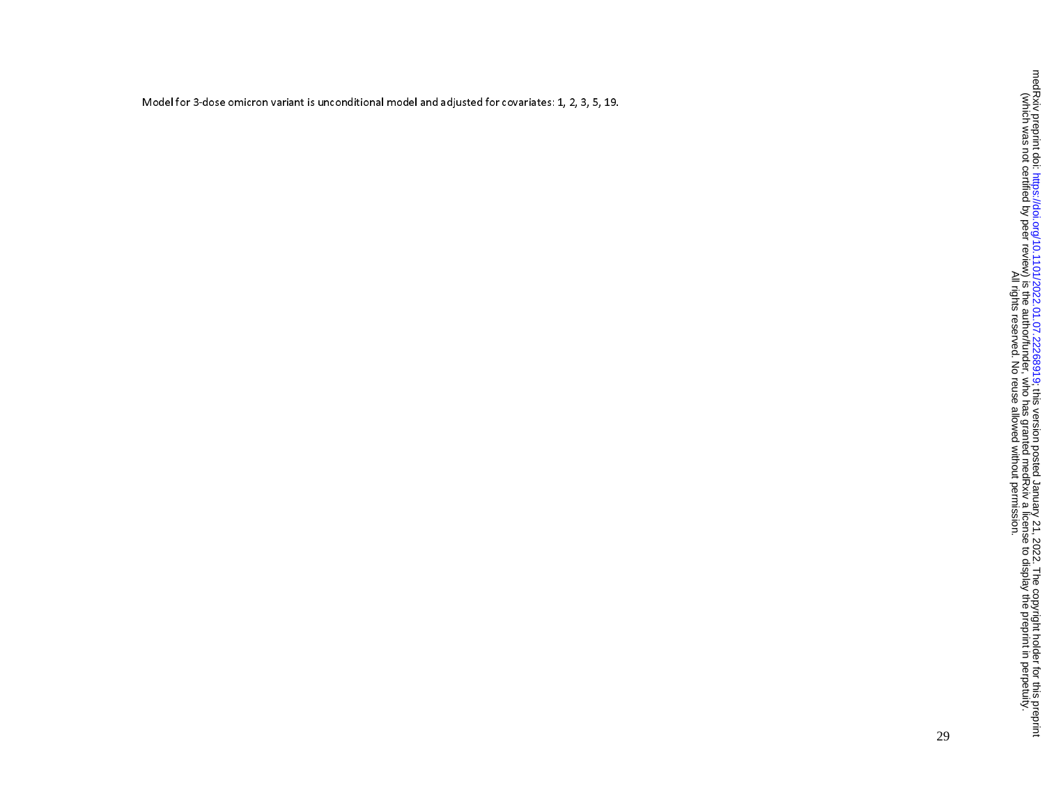Model for 3-dose omicron variant is unconditional model and adjusted for covariates: 1, 2, 3, 5, 19.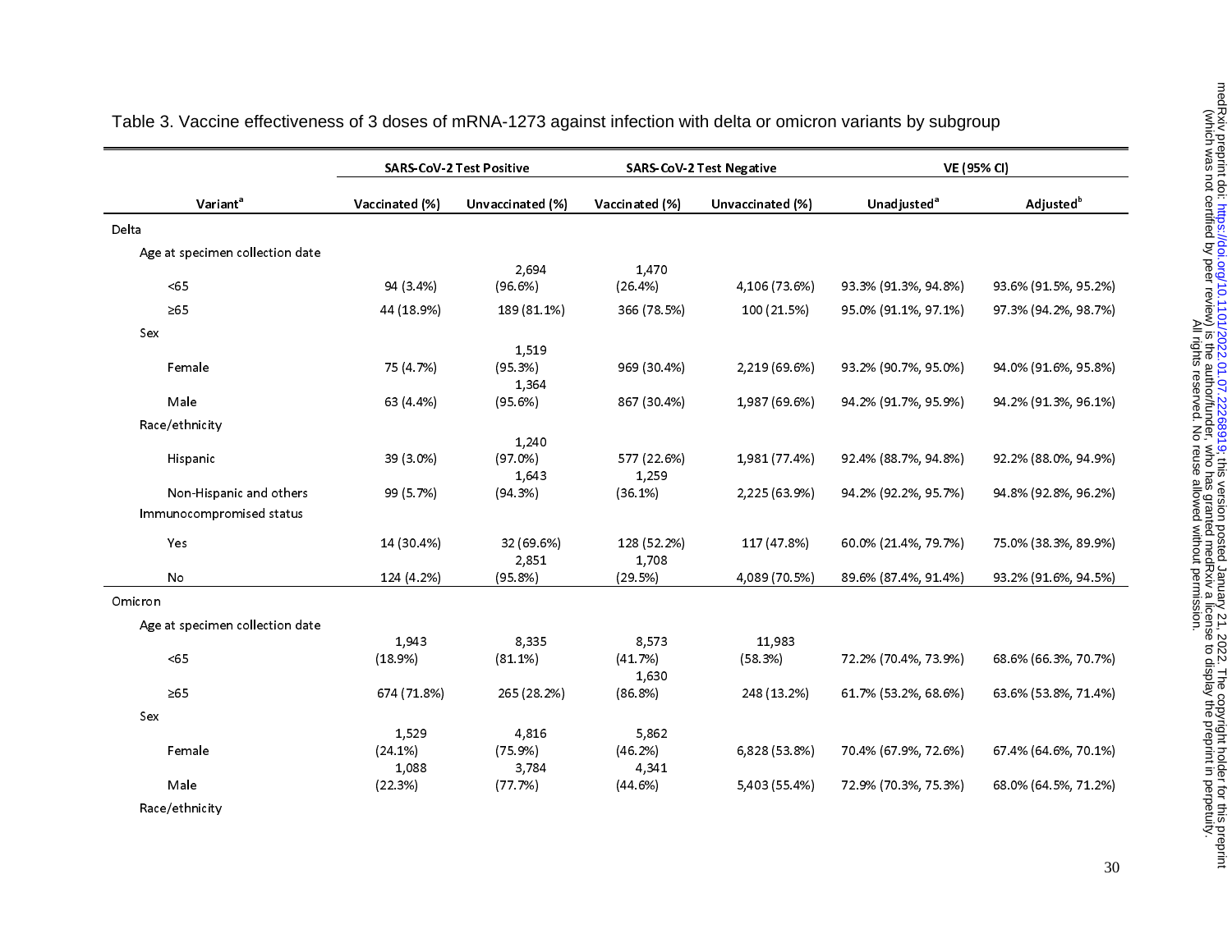Table 3. Vaccine effectiveness of 3 doses of mRNA-1273 against infection with delta or omicron variants by subgroup

| Variant[a] | SARS-CoV-2 Test Positive | | SARS-CoV-2 Test Negative | | VE (95% CI) | |
|---|---|---|---|---|---|---|
| | Vaccinated (%) | Unvaccinated (%) | Vaccinated (%) | Unvaccinated (%) | Unadjusted[a] | Adjusted[b] |
| **Delta** | | | | | | |
| Age at specimen collection date | | | | | | |
| <65 | 94 (3.4%) | 2,694 (96.6%) | 1,470 (26.4%) | 4,106 (73.6%) | 93.3% (91.3%, 94.8%) | 93.6% (91.5%, 95.2%) |
| ≥65 | 44 (18.9%) | 189 (81.1%) | 366 (78.5%) | 100 (21.5%) | 95.0% (91.1%, 97.1%) | 97.3% (94.2%, 98.7%) |
| Sex | | | | | | |
| Female | 75 (4.7%) | 1,519 (95.3%) | 969 (30.4%) | 2,219 (69.6%) | 93.2% (90.7%, 95.0%) | 94.0% (91.6%, 95.8%) |
| Male | 63 (4.4%) | 1,364 (95.6%) | 867 (30.4%) | 1,987 (69.6%) | 94.2% (91.7%, 95.9%) | 94.2% (91.3%, 96.1%) |
| Race/ethnicity | | | | | | |
| Hispanic | 39 (3.0%) | 1,240 (97.0%) | 577 (22.6%) | 1,981 (77.4%) | 92.4% (88.7%, 94.8%) | 92.2% (88.0%, 94.9%) |
| Non-Hispanic and others | 99 (5.7%) | 1,643 (94.3%) | 1,259 (36.1%) | 2,225 (63.9%) | 94.2% (92.2%, 95.7%) | 94.8% (92.8%, 96.2%) |
| Immunocompromised status | | | | | | |
| Yes | 14 (30.4%) | 32 (69.6%) | 128 (52.2%) | 117 (47.8%) | 60.0% (21.4%, 79.7%) | 75.0% (38.3%, 89.9%) |
| No | 124 (4.2%) | 2,851 (95.8%) | 1,708 (29.5%) | 4,089 (70.5%) | 89.6% (87.4%, 91.4%) | 93.2% (91.6%, 94.5%) |
| **Omicron** | | | | | | |
| Age at specimen collection date | | | | | | |
| <65 | 1,943 (18.9%) | 8,335 (81.1%) | 8,573 (41.7%) | 11,983 (58.3%) | 72.2% (70.4%, 73.9%) | 68.6% (66.3%, 70.7%) |
| ≥65 | 674 (71.8%) | 265 (28.2%) | 1,630 (86.8%) | 248 (13.2%) | 61.7% (53.2%, 68.6%) | 63.6% (53.8%, 71.4%) |
| Sex | | | | | | |
| Female | 1,529 (24.1%) | 4,816 (75.9%) | 5,862 (46.2%) | 6,828 (53.8%) | 70.4% (67.9%, 72.6%) | 67.4% (64.6%, 70.1%) |
| Male | 1,088 (22.3%) | 3,784 (77.7%) | 4,341 (44.6%) | 5,403 (55.4%) | 72.9% (70.3%, 75.3%) | 68.0% (64.5%, 71.2%) |
| Race/ethnicity | | | | | | |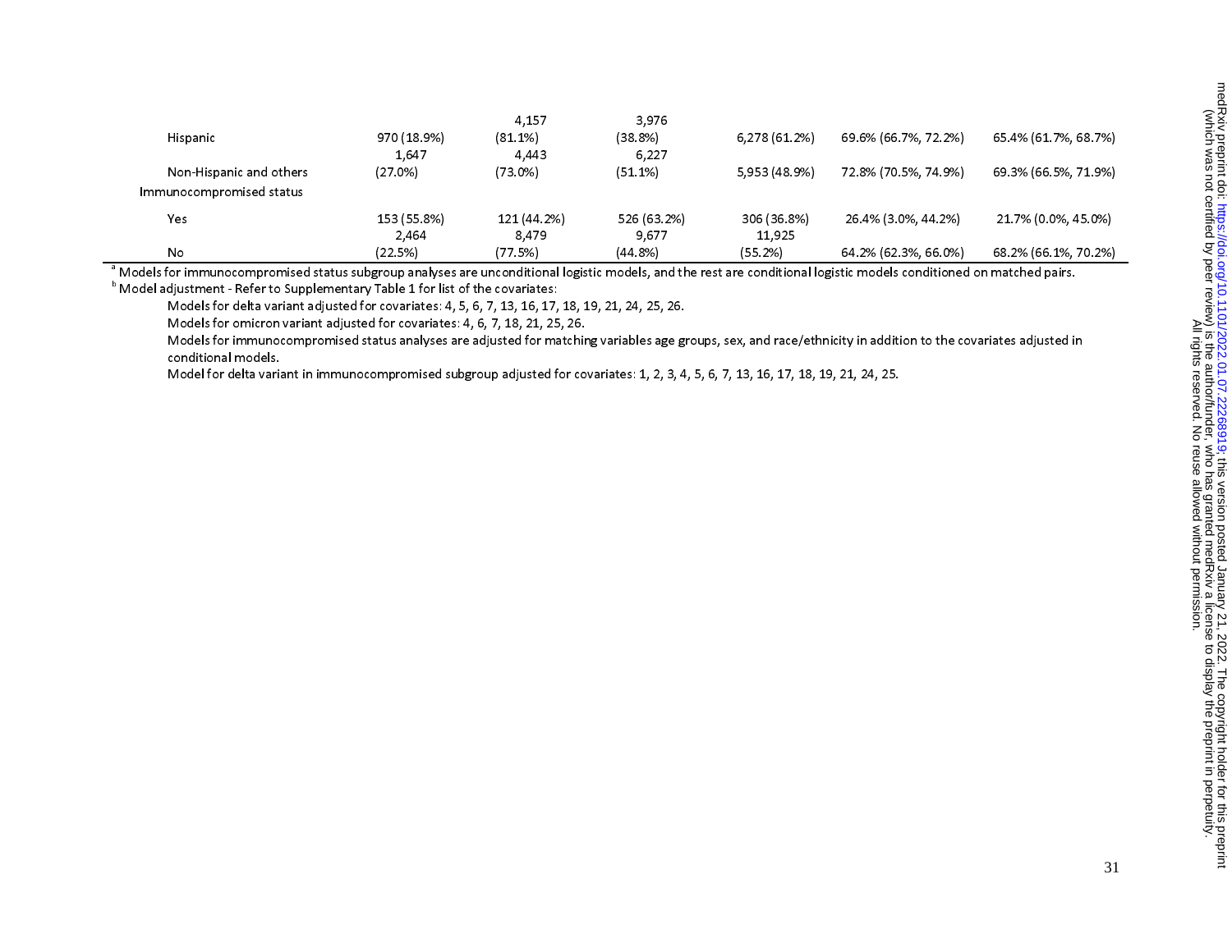| | | | | | | |
|---|---|---|---|---|---|---|
| Hispanic | 970 (18.9%) | 4,157 (81.1%) | 3,976 (38.8%) | 6,278 (61.2%) | 69.6% (66.7%, 72.2%) | 65.4% (61.7%, 68.7%) |
| Non-Hispanic and others | 1,647 (27.0%) | 4,443 (73.0%) | 6,227 (51.1%) | 5,953 (48.9%) | 72.8% (70.5%, 74.9%) | 69.3% (66.5%, 71.9%) |
| Immunocompromised status | | | | | | |
| Yes | 153 (55.8%) | 121 (44.2%) | 526 (63.2%) | 306 (36.8%) | 26.4% (3.0%, 44.2%) | 21.7% (0.0%, 45.0%) |
| No | 2,464 (22.5%) | 8,479 (77.5%) | 9,677 (44.8%) | 11,925 (55.2%) | 64.2% (62.3%, 66.0%) | 68.2% (66.1%, 70.2%) |

[a] Models for immunocompromised status subgroup analyses are unconditional logistic models, and the rest are conditional logistic models conditioned on matched pairs.

[b] Model adjustment - Refer to Supplementary Table 1 for list of the covariates:

Models for delta variant adjusted for covariates: 4, 5, 6, 7, 13, 16, 17, 18, 19, 21, 24, 25, 26.

Models for omicron variant adjusted for covariates: 4, 6, 7, 18, 21, 25, 26.

Models for immunocompromised status analyses are adjusted for matching variables age groups, sex, and race/ethnicity in addition to the covariates adjusted in conditional models.

Model for delta variant in immunocompromised subgroup adjusted for covariates: 1, 2, 3, 4, 5, 6, 7, 13, 16, 17, 18, 19, 21, 24, 25.